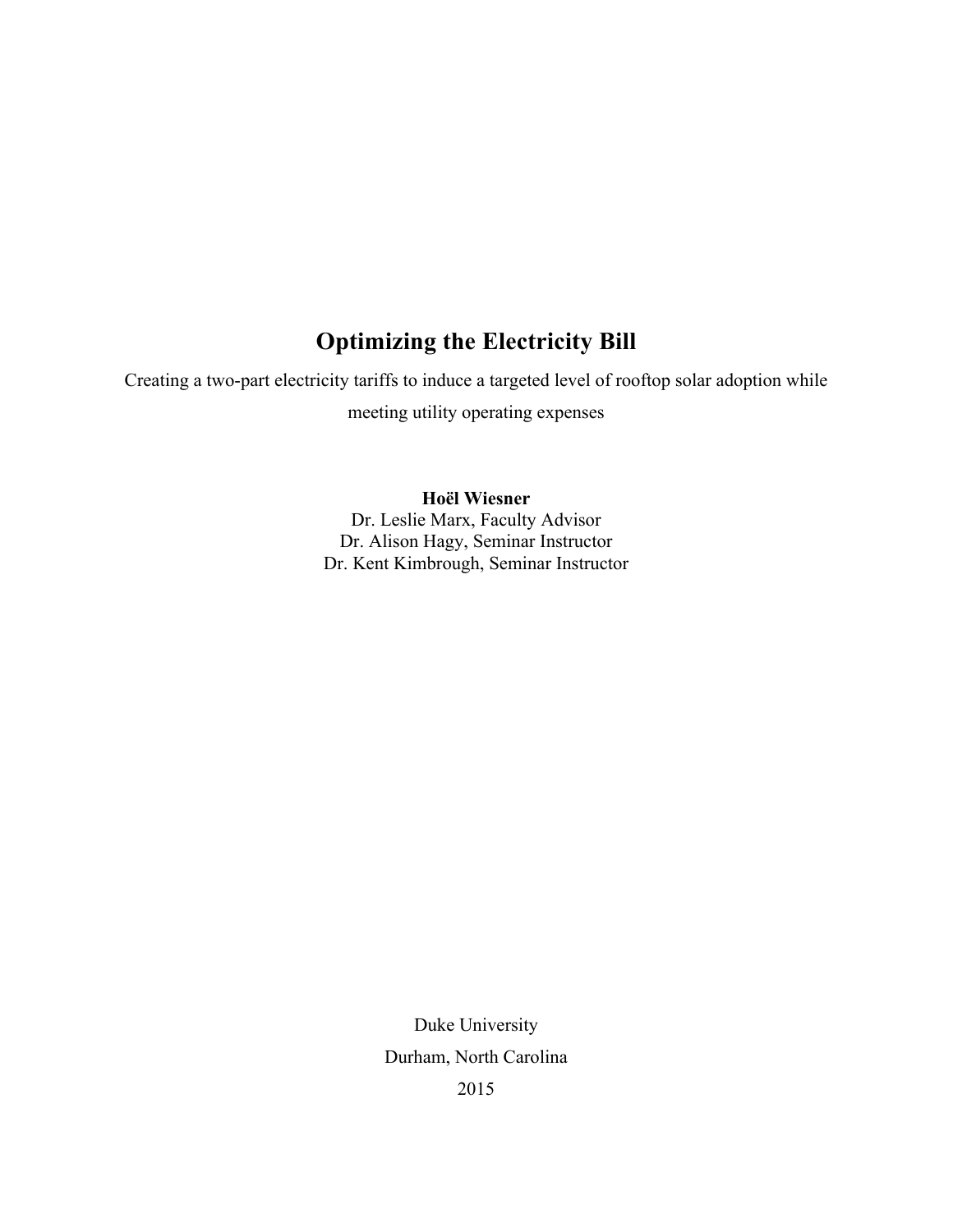# Optimizing the Electricity Bill

Creating a two-part electricity tariffs to induce a targeted level of rooftop solar adoption while meeting utility operating expenses

**Hoël Wiesner**
Dr. Leslie Marx, Faculty Advisor
Dr. Alison Hagy, Seminar Instructor
Dr. Kent Kimbrough, Seminar Instructor

Duke University
Durham, North Carolina
2015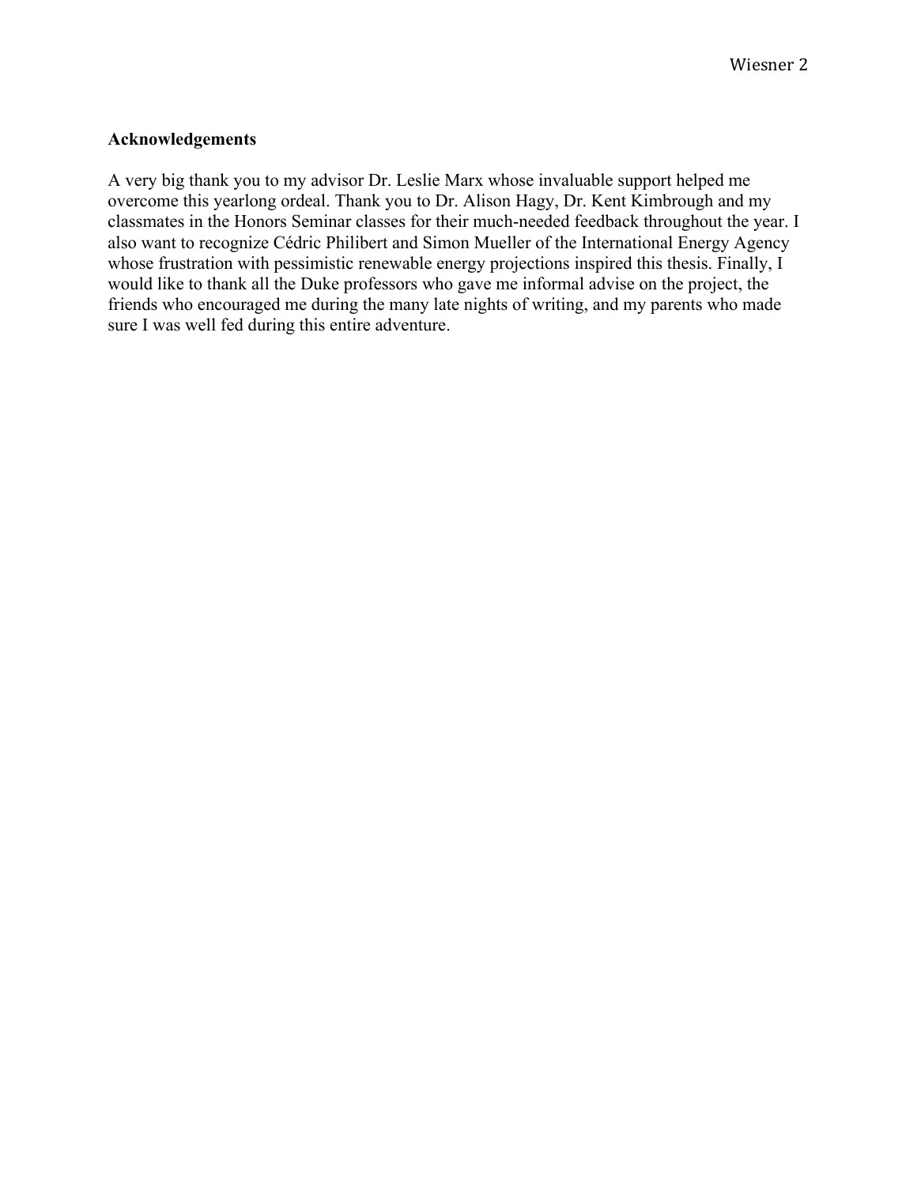## Acknowledgements

A very big thank you to my advisor Dr. Leslie Marx whose invaluable support helped me overcome this yearlong ordeal. Thank you to Dr. Alison Hagy, Dr. Kent Kimbrough and my classmates in the Honors Seminar classes for their much-needed feedback throughout the year. I also want to recognize Cédric Philibert and Simon Mueller of the International Energy Agency whose frustration with pessimistic renewable energy projections inspired this thesis. Finally, I would like to thank all the Duke professors who gave me informal advise on the project, the friends who encouraged me during the many late nights of writing, and my parents who made sure I was well fed during this entire adventure.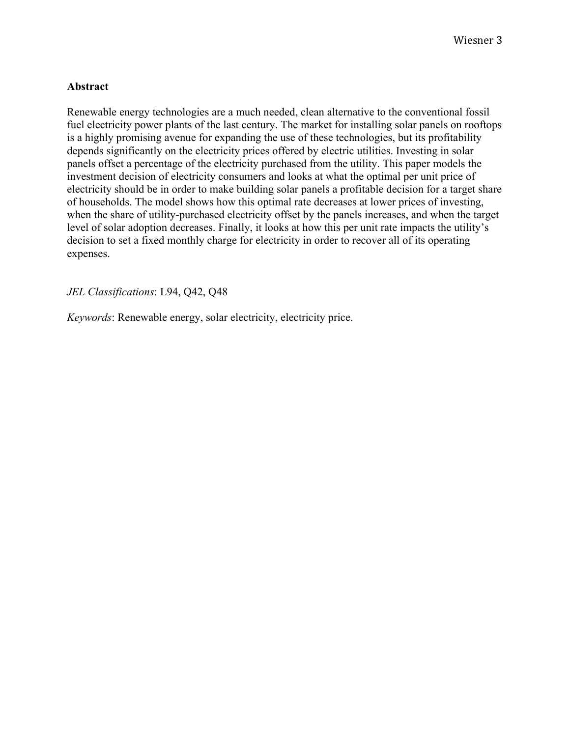**Abstract**

Renewable energy technologies are a much needed, clean alternative to the conventional fossil fuel electricity power plants of the last century. The market for installing solar panels on rooftops is a highly promising avenue for expanding the use of these technologies, but its profitability depends significantly on the electricity prices offered by electric utilities. Investing in solar panels offset a percentage of the electricity purchased from the utility. This paper models the investment decision of electricity consumers and looks at what the optimal per unit price of electricity should be in order to make building solar panels a profitable decision for a target share of households. The model shows how this optimal rate decreases at lower prices of investing, when the share of utility-purchased electricity offset by the panels increases, and when the target level of solar adoption decreases. Finally, it looks at how this per unit rate impacts the utility's decision to set a fixed monthly charge for electricity in order to recover all of its operating expenses.

*JEL Classifications*: L94, Q42, Q48

*Keywords*: Renewable energy, solar electricity, electricity price.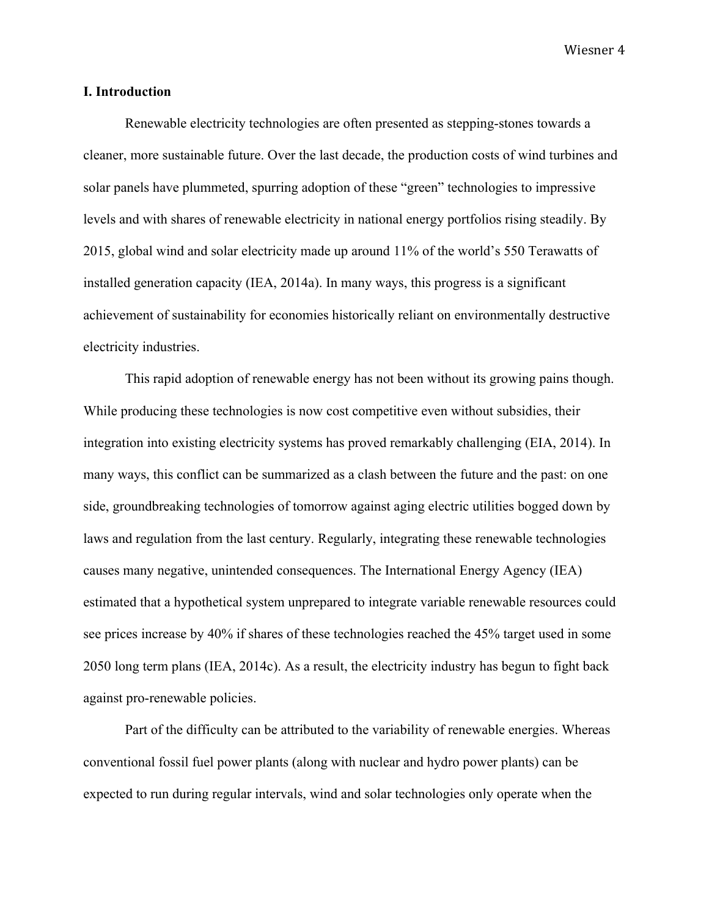## I. Introduction

Renewable electricity technologies are often presented as stepping-stones towards a cleaner, more sustainable future. Over the last decade, the production costs of wind turbines and solar panels have plummeted, spurring adoption of these "green" technologies to impressive levels and with shares of renewable electricity in national energy portfolios rising steadily. By 2015, global wind and solar electricity made up around 11% of the world's 550 Terawatts of installed generation capacity (IEA, 2014a). In many ways, this progress is a significant achievement of sustainability for economies historically reliant on environmentally destructive electricity industries.

This rapid adoption of renewable energy has not been without its growing pains though. While producing these technologies is now cost competitive even without subsidies, their integration into existing electricity systems has proved remarkably challenging (EIA, 2014). In many ways, this conflict can be summarized as a clash between the future and the past: on one side, groundbreaking technologies of tomorrow against aging electric utilities bogged down by laws and regulation from the last century. Regularly, integrating these renewable technologies causes many negative, unintended consequences. The International Energy Agency (IEA) estimated that a hypothetical system unprepared to integrate variable renewable resources could see prices increase by 40% if shares of these technologies reached the 45% target used in some 2050 long term plans (IEA, 2014c). As a result, the electricity industry has begun to fight back against pro-renewable policies.

Part of the difficulty can be attributed to the variability of renewable energies. Whereas conventional fossil fuel power plants (along with nuclear and hydro power plants) can be expected to run during regular intervals, wind and solar technologies only operate when the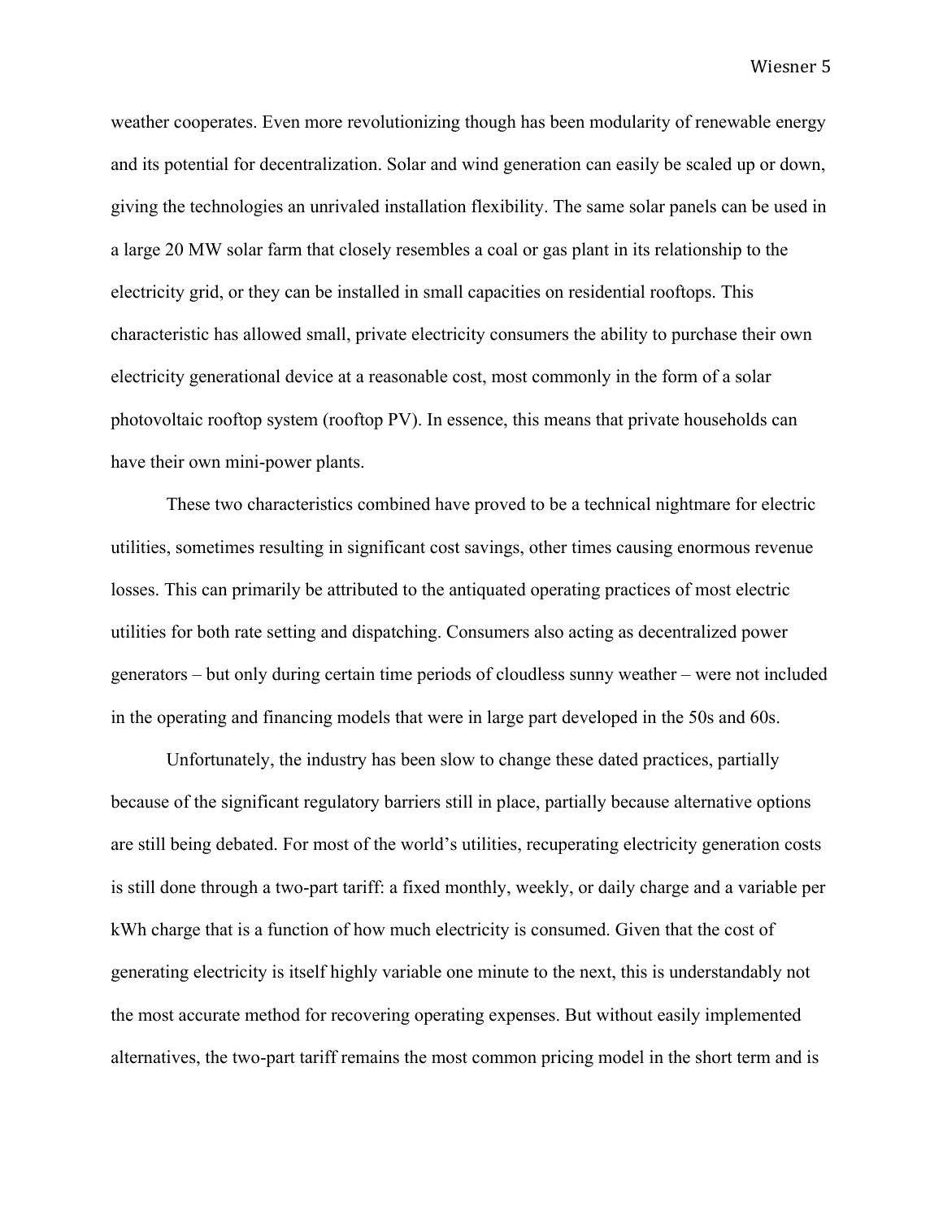weather cooperates. Even more revolutionizing though has been modularity of renewable energy and its potential for decentralization. Solar and wind generation can easily be scaled up or down, giving the technologies an unrivaled installation flexibility. The same solar panels can be used in a large 20 MW solar farm that closely resembles a coal or gas plant in its relationship to the electricity grid, or they can be installed in small capacities on residential rooftops. This characteristic has allowed small, private electricity consumers the ability to purchase their own electricity generational device at a reasonable cost, most commonly in the form of a solar photovoltaic rooftop system (rooftop PV). In essence, this means that private households can have their own mini-power plants.

These two characteristics combined have proved to be a technical nightmare for electric utilities, sometimes resulting in significant cost savings, other times causing enormous revenue losses. This can primarily be attributed to the antiquated operating practices of most electric utilities for both rate setting and dispatching. Consumers also acting as decentralized power generators – but only during certain time periods of cloudless sunny weather – were not included in the operating and financing models that were in large part developed in the 50s and 60s.

Unfortunately, the industry has been slow to change these dated practices, partially because of the significant regulatory barriers still in place, partially because alternative options are still being debated. For most of the world's utilities, recuperating electricity generation costs is still done through a two-part tariff: a fixed monthly, weekly, or daily charge and a variable per kWh charge that is a function of how much electricity is consumed. Given that the cost of generating electricity is itself highly variable one minute to the next, this is understandably not the most accurate method for recovering operating expenses. But without easily implemented alternatives, the two-part tariff remains the most common pricing model in the short term and is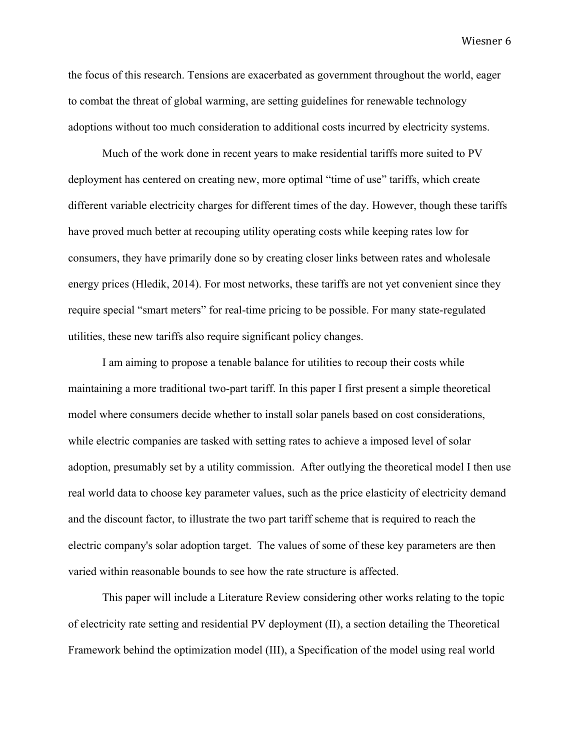the focus of this research. Tensions are exacerbated as government throughout the world, eager to combat the threat of global warming, are setting guidelines for renewable technology adoptions without too much consideration to additional costs incurred by electricity systems.

Much of the work done in recent years to make residential tariffs more suited to PV deployment has centered on creating new, more optimal "time of use" tariffs, which create different variable electricity charges for different times of the day. However, though these tariffs have proved much better at recouping utility operating costs while keeping rates low for consumers, they have primarily done so by creating closer links between rates and wholesale energy prices (Hledik, 2014). For most networks, these tariffs are not yet convenient since they require special "smart meters" for real-time pricing to be possible. For many state-regulated utilities, these new tariffs also require significant policy changes.

I am aiming to propose a tenable balance for utilities to recoup their costs while maintaining a more traditional two-part tariff. In this paper I first present a simple theoretical model where consumers decide whether to install solar panels based on cost considerations, while electric companies are tasked with setting rates to achieve a imposed level of solar adoption, presumably set by a utility commission. After outlying the theoretical model I then use real world data to choose key parameter values, such as the price elasticity of electricity demand and the discount factor, to illustrate the two part tariff scheme that is required to reach the electric company's solar adoption target. The values of some of these key parameters are then varied within reasonable bounds to see how the rate structure is affected.

This paper will include a Literature Review considering other works relating to the topic of electricity rate setting and residential PV deployment (II), a section detailing the Theoretical Framework behind the optimization model (III), a Specification of the model using real world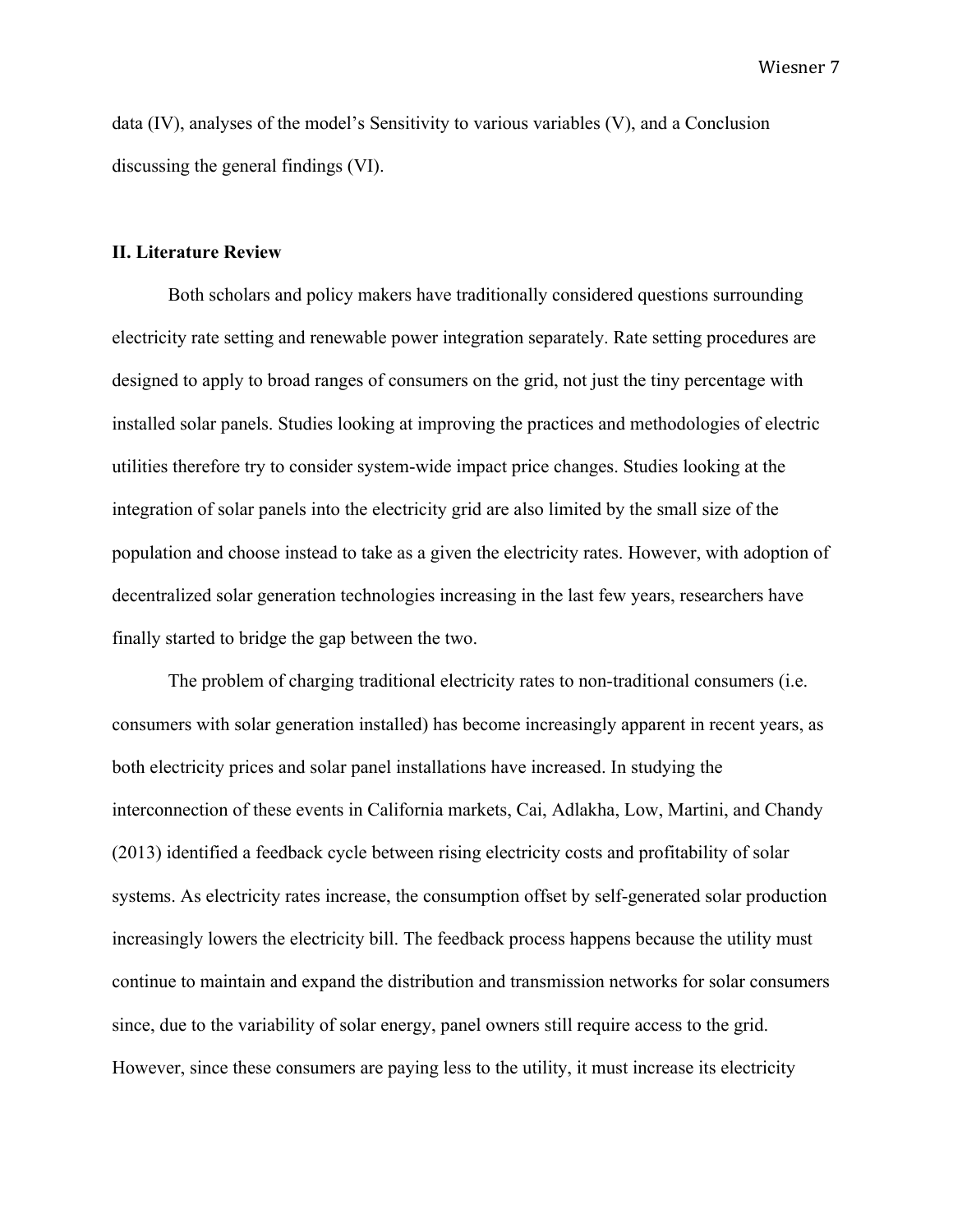data (IV), analyses of the model's Sensitivity to various variables (V), and a Conclusion discussing the general findings (VI).

## II. Literature Review

Both scholars and policy makers have traditionally considered questions surrounding electricity rate setting and renewable power integration separately. Rate setting procedures are designed to apply to broad ranges of consumers on the grid, not just the tiny percentage with installed solar panels. Studies looking at improving the practices and methodologies of electric utilities therefore try to consider system-wide impact price changes. Studies looking at the integration of solar panels into the electricity grid are also limited by the small size of the population and choose instead to take as a given the electricity rates. However, with adoption of decentralized solar generation technologies increasing in the last few years, researchers have finally started to bridge the gap between the two.

The problem of charging traditional electricity rates to non-traditional consumers (i.e. consumers with solar generation installed) has become increasingly apparent in recent years, as both electricity prices and solar panel installations have increased. In studying the interconnection of these events in California markets, Cai, Adlakha, Low, Martini, and Chandy (2013) identified a feedback cycle between rising electricity costs and profitability of solar systems. As electricity rates increase, the consumption offset by self-generated solar production increasingly lowers the electricity bill. The feedback process happens because the utility must continue to maintain and expand the distribution and transmission networks for solar consumers since, due to the variability of solar energy, panel owners still require access to the grid. However, since these consumers are paying less to the utility, it must increase its electricity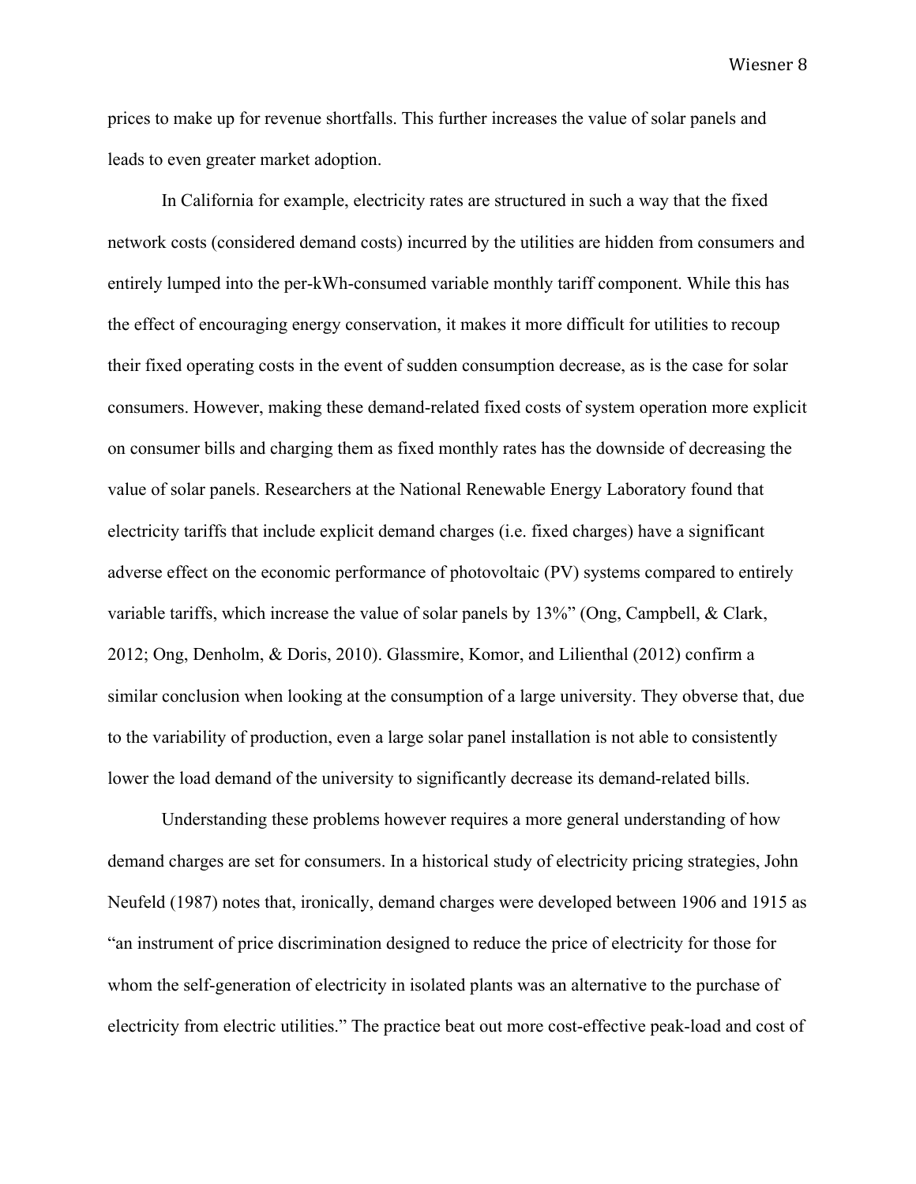prices to make up for revenue shortfalls. This further increases the value of solar panels and leads to even greater market adoption.

In California for example, electricity rates are structured in such a way that the fixed network costs (considered demand costs) incurred by the utilities are hidden from consumers and entirely lumped into the per-kWh-consumed variable monthly tariff component. While this has the effect of encouraging energy conservation, it makes it more difficult for utilities to recoup their fixed operating costs in the event of sudden consumption decrease, as is the case for solar consumers. However, making these demand-related fixed costs of system operation more explicit on consumer bills and charging them as fixed monthly rates has the downside of decreasing the value of solar panels. Researchers at the National Renewable Energy Laboratory found that electricity tariffs that include explicit demand charges (i.e. fixed charges) have a significant adverse effect on the economic performance of photovoltaic (PV) systems compared to entirely variable tariffs, which increase the value of solar panels by 13%" (Ong, Campbell, & Clark, 2012; Ong, Denholm, & Doris, 2010). Glassmire, Komor, and Lilienthal (2012) confirm a similar conclusion when looking at the consumption of a large university. They obverse that, due to the variability of production, even a large solar panel installation is not able to consistently lower the load demand of the university to significantly decrease its demand-related bills.

Understanding these problems however requires a more general understanding of how demand charges are set for consumers. In a historical study of electricity pricing strategies, John Neufeld (1987) notes that, ironically, demand charges were developed between 1906 and 1915 as "an instrument of price discrimination designed to reduce the price of electricity for those for whom the self-generation of electricity in isolated plants was an alternative to the purchase of electricity from electric utilities." The practice beat out more cost-effective peak-load and cost of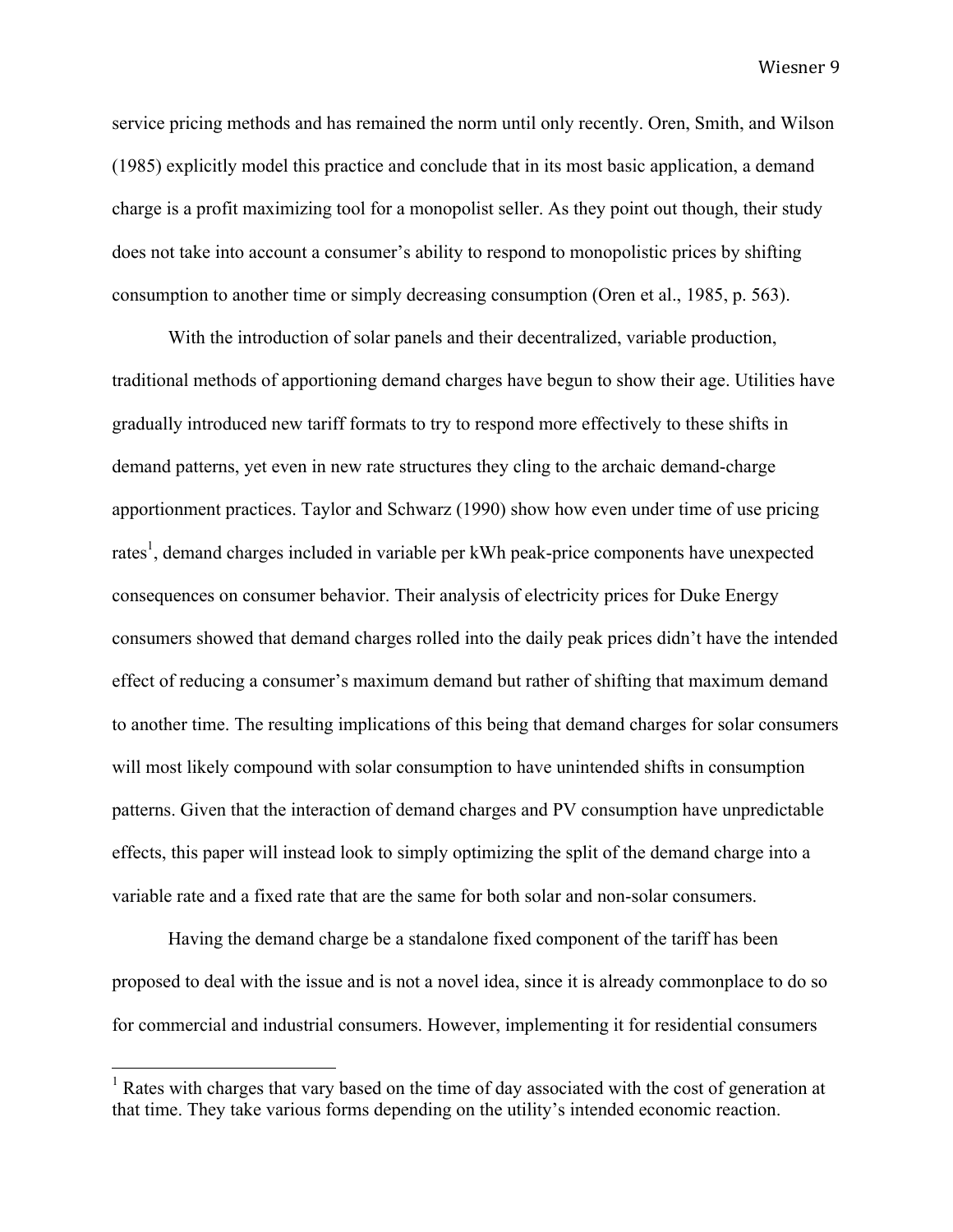service pricing methods and has remained the norm until only recently. Oren, Smith, and Wilson (1985) explicitly model this practice and conclude that in its most basic application, a demand charge is a profit maximizing tool for a monopolist seller. As they point out though, their study does not take into account a consumer's ability to respond to monopolistic prices by shifting consumption to another time or simply decreasing consumption (Oren et al., 1985, p. 563).

With the introduction of solar panels and their decentralized, variable production, traditional methods of apportioning demand charges have begun to show their age. Utilities have gradually introduced new tariff formats to try to respond more effectively to these shifts in demand patterns, yet even in new rate structures they cling to the archaic demand-charge apportionment practices. Taylor and Schwarz (1990) show how even under time of use pricing rates[1], demand charges included in variable per kWh peak-price components have unexpected consequences on consumer behavior. Their analysis of electricity prices for Duke Energy consumers showed that demand charges rolled into the daily peak prices didn't have the intended effect of reducing a consumer's maximum demand but rather of shifting that maximum demand to another time. The resulting implications of this being that demand charges for solar consumers will most likely compound with solar consumption to have unintended shifts in consumption patterns. Given that the interaction of demand charges and PV consumption have unpredictable effects, this paper will instead look to simply optimizing the split of the demand charge into a variable rate and a fixed rate that are the same for both solar and non-solar consumers.

Having the demand charge be a standalone fixed component of the tariff has been proposed to deal with the issue and is not a novel idea, since it is already commonplace to do so for commercial and industrial consumers. However, implementing it for residential consumers

[1] Rates with charges that vary based on the time of day associated with the cost of generation at that time. They take various forms depending on the utility's intended economic reaction.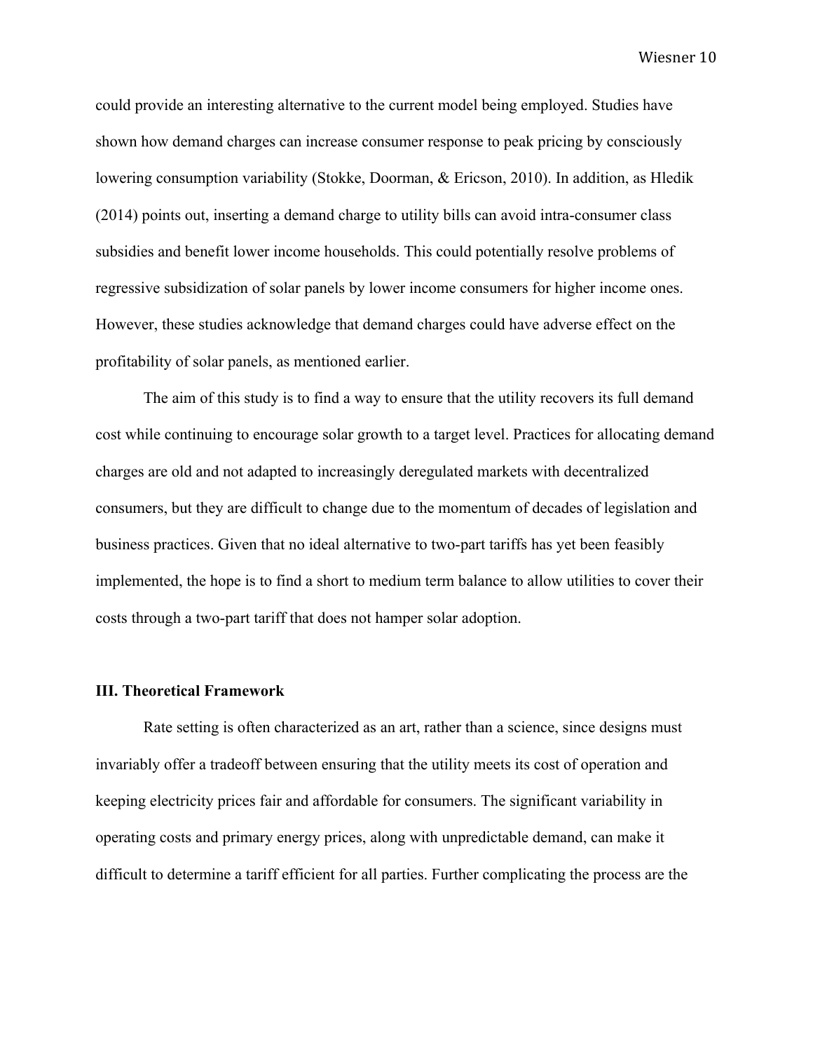could provide an interesting alternative to the current model being employed. Studies have shown how demand charges can increase consumer response to peak pricing by consciously lowering consumption variability (Stokke, Doorman, & Ericson, 2010). In addition, as Hledik (2014) points out, inserting a demand charge to utility bills can avoid intra-consumer class subsidies and benefit lower income households. This could potentially resolve problems of regressive subsidization of solar panels by lower income consumers for higher income ones. However, these studies acknowledge that demand charges could have adverse effect on the profitability of solar panels, as mentioned earlier.

The aim of this study is to find a way to ensure that the utility recovers its full demand cost while continuing to encourage solar growth to a target level. Practices for allocating demand charges are old and not adapted to increasingly deregulated markets with decentralized consumers, but they are difficult to change due to the momentum of decades of legislation and business practices. Given that no ideal alternative to two-part tariffs has yet been feasibly implemented, the hope is to find a short to medium term balance to allow utilities to cover their costs through a two-part tariff that does not hamper solar adoption.

## III. Theoretical Framework

Rate setting is often characterized as an art, rather than a science, since designs must invariably offer a tradeoff between ensuring that the utility meets its cost of operation and keeping electricity prices fair and affordable for consumers. The significant variability in operating costs and primary energy prices, along with unpredictable demand, can make it difficult to determine a tariff efficient for all parties. Further complicating the process are the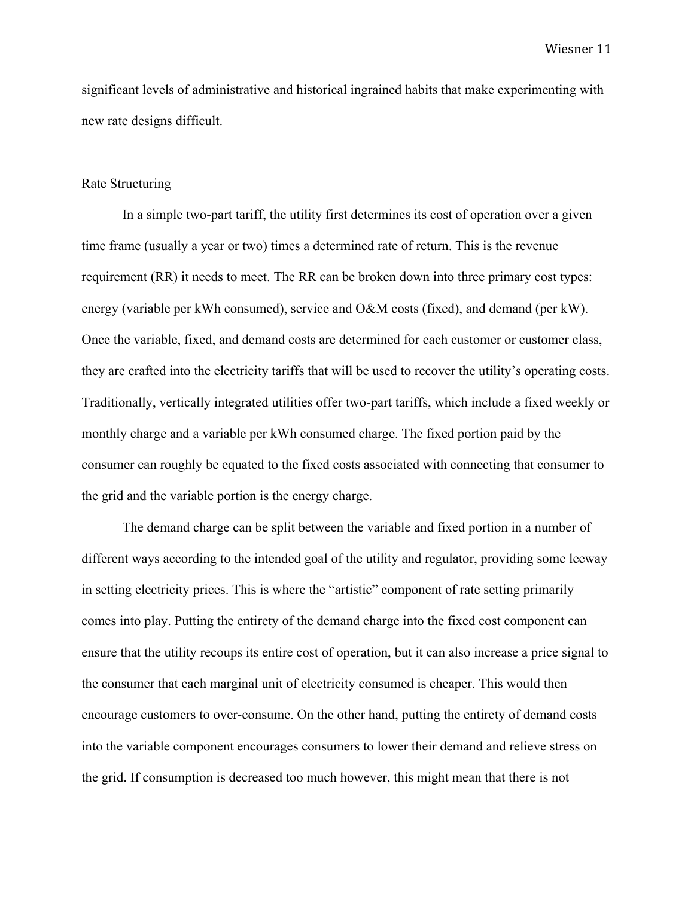significant levels of administrative and historical ingrained habits that make experimenting with new rate designs difficult.

## Rate Structuring

In a simple two-part tariff, the utility first determines its cost of operation over a given time frame (usually a year or two) times a determined rate of return. This is the revenue requirement (RR) it needs to meet. The RR can be broken down into three primary cost types: energy (variable per kWh consumed), service and O&M costs (fixed), and demand (per kW). Once the variable, fixed, and demand costs are determined for each customer or customer class, they are crafted into the electricity tariffs that will be used to recover the utility's operating costs. Traditionally, vertically integrated utilities offer two-part tariffs, which include a fixed weekly or monthly charge and a variable per kWh consumed charge. The fixed portion paid by the consumer can roughly be equated to the fixed costs associated with connecting that consumer to the grid and the variable portion is the energy charge.

The demand charge can be split between the variable and fixed portion in a number of different ways according to the intended goal of the utility and regulator, providing some leeway in setting electricity prices. This is where the "artistic" component of rate setting primarily comes into play. Putting the entirety of the demand charge into the fixed cost component can ensure that the utility recoups its entire cost of operation, but it can also increase a price signal to the consumer that each marginal unit of electricity consumed is cheaper. This would then encourage customers to over-consume. On the other hand, putting the entirety of demand costs into the variable component encourages consumers to lower their demand and relieve stress on the grid. If consumption is decreased too much however, this might mean that there is not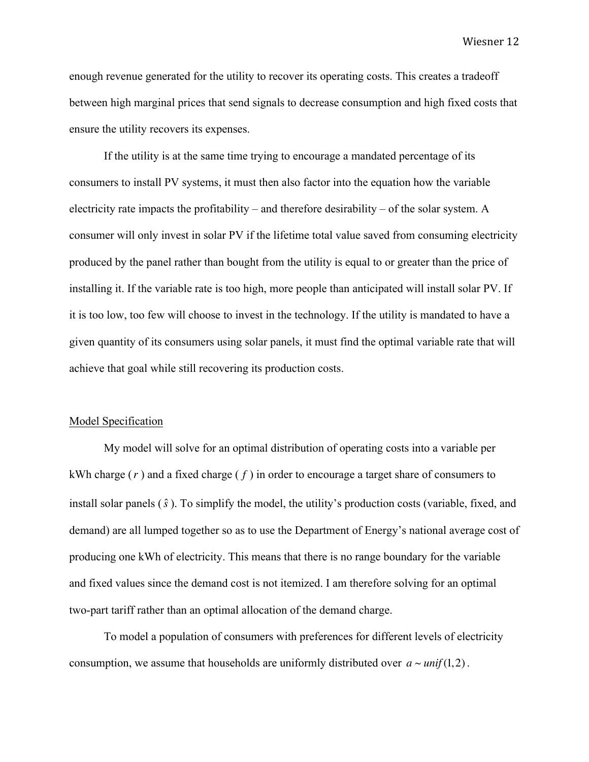enough revenue generated for the utility to recover its operating costs. This creates a tradeoff between high marginal prices that send signals to decrease consumption and high fixed costs that ensure the utility recovers its expenses.

If the utility is at the same time trying to encourage a mandated percentage of its consumers to install PV systems, it must then also factor into the equation how the variable electricity rate impacts the profitability – and therefore desirability – of the solar system. A consumer will only invest in solar PV if the lifetime total value saved from consuming electricity produced by the panel rather than bought from the utility is equal to or greater than the price of installing it. If the variable rate is too high, more people than anticipated will install solar PV. If it is too low, too few will choose to invest in the technology. If the utility is mandated to have a given quantity of its consumers using solar panels, it must find the optimal variable rate that will achieve that goal while still recovering its production costs.

## Model Specification

My model will solve for an optimal distribution of operating costs into a variable per kWh charge ( $r$ ) and a fixed charge ( $f$ ) in order to encourage a target share of consumers to install solar panels ( $\hat{s}$ ). To simplify the model, the utility's production costs (variable, fixed, and demand) are all lumped together so as to use the Department of Energy's national average cost of producing one kWh of electricity. This means that there is no range boundary for the variable and fixed values since the demand cost is not itemized. I am therefore solving for an optimal two-part tariff rather than an optimal allocation of the demand charge.

To model a population of consumers with preferences for different levels of electricity consumption, we assume that households are uniformly distributed over $a \sim unif(1,2)$.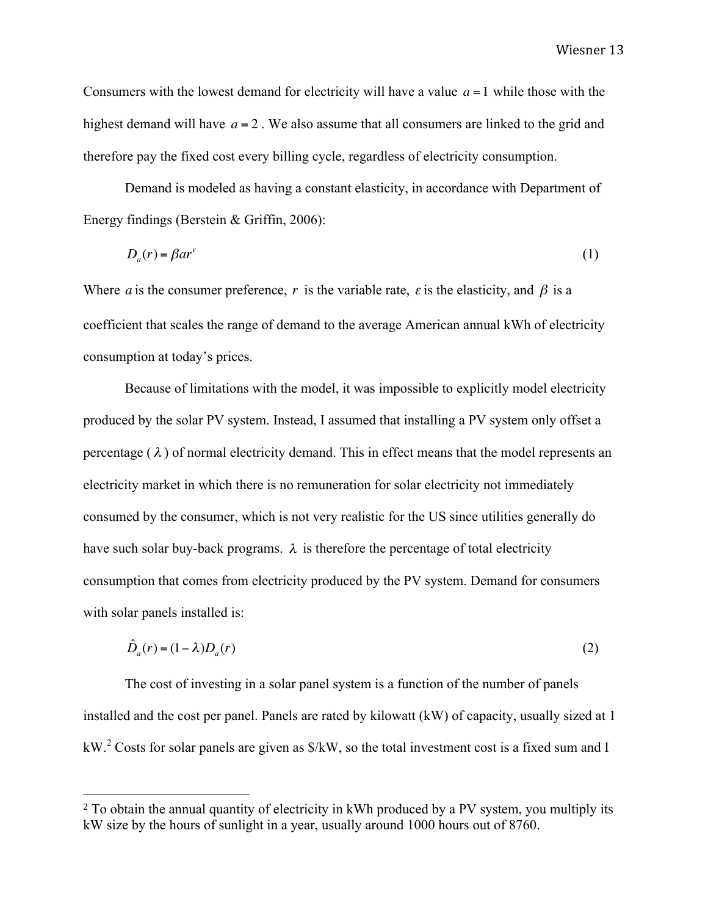Consumers with the lowest demand for electricity will have a value $a = 1$ while those with the highest demand will have $a = 2$. We also assume that all consumers are linked to the grid and therefore pay the fixed cost every billing cycle, regardless of electricity consumption.

Demand is modeled as having a constant elasticity, in accordance with Department of Energy findings (Berstein & Griffin, 2006):

$$D_a(r) = \beta a r^{\varepsilon} \tag{1}$$

Where $a$ is the consumer preference, $r$ is the variable rate, $\varepsilon$ is the elasticity, and $\beta$ is a coefficient that scales the range of demand to the average American annual kWh of electricity consumption at today's prices.

Because of limitations with the model, it was impossible to explicitly model electricity produced by the solar PV system. Instead, I assumed that installing a PV system only offset a percentage ($\lambda$) of normal electricity demand. This in effect means that the model represents an electricity market in which there is no remuneration for solar electricity not immediately consumed by the consumer, which is not very realistic for the US since utilities generally do have such solar buy-back programs. $\lambda$ is therefore the percentage of total electricity consumption that comes from electricity produced by the PV system. Demand for consumers with solar panels installed is:

$$\hat{D}_a(r) = (1 - \lambda) D_a(r) \tag{2}$$

The cost of investing in a solar panel system is a function of the number of panels installed and the cost per panel. Panels are rated by kilowatt (kW) of capacity, usually sized at 1 kW.[2] Costs for solar panels are given as $/kW, so the total investment cost is a fixed sum and I

---

[2] To obtain the annual quantity of electricity in kWh produced by a PV system, you multiply its kW size by the hours of sunlight in a year, usually around 1000 hours out of 8760.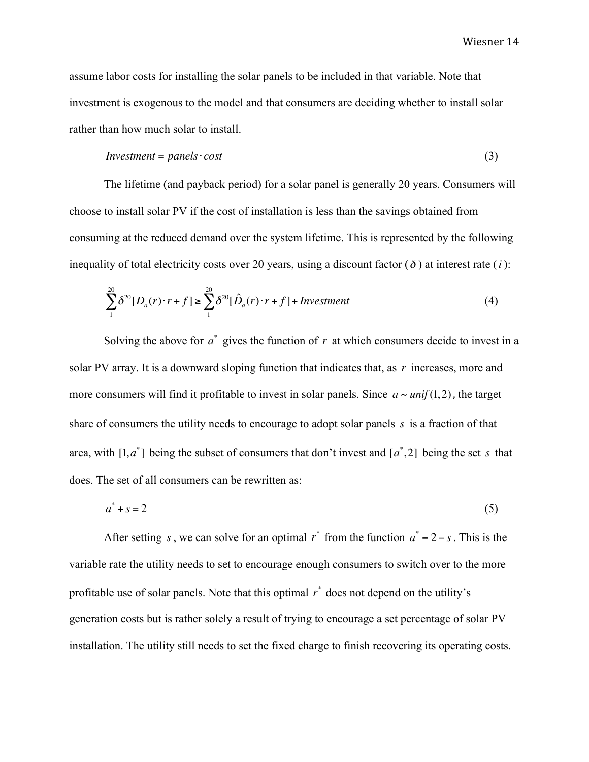assume labor costs for installing the solar panels to be included in that variable. Note that investment is exogenous to the model and that consumers are deciding whether to install solar rather than how much solar to install.

$$Investment = panels \cdot cost \tag{3}$$

The lifetime (and payback period) for a solar panel is generally 20 years. Consumers will choose to install solar PV if the cost of installation is less than the savings obtained from consuming at the reduced demand over the system lifetime. This is represented by the following inequality of total electricity costs over 20 years, using a discount factor ($\delta$) at interest rate ($i$):

$$\sum_{1}^{20} \delta^{20}[D_a(r) \cdot r + f] \geq \sum_{1}^{20} \delta^{20}[\hat{D}_a(r) \cdot r + f] + Investment \tag{4}$$

Solving the above for $a^*$ gives the function of $r$ at which consumers decide to invest in a solar PV array. It is a downward sloping function that indicates that, as $r$ increases, more and more consumers will find it profitable to invest in solar panels. Since $a \sim unif(1,2)$, the target share of consumers the utility needs to encourage to adopt solar panels $s$ is a fraction of that area, with $[1, a^*]$ being the subset of consumers that don't invest and $[a^*, 2]$ being the set $s$ that does. The set of all consumers can be rewritten as:

$$a^* + s = 2 \tag{5}$$

After setting $s$, we can solve for an optimal $r^*$ from the function $a^* = 2 - s$. This is the variable rate the utility needs to set to encourage enough consumers to switch over to the more profitable use of solar panels. Note that this optimal $r^*$ does not depend on the utility's generation costs but is rather solely a result of trying to encourage a set percentage of solar PV installation. The utility still needs to set the fixed charge to finish recovering its operating costs.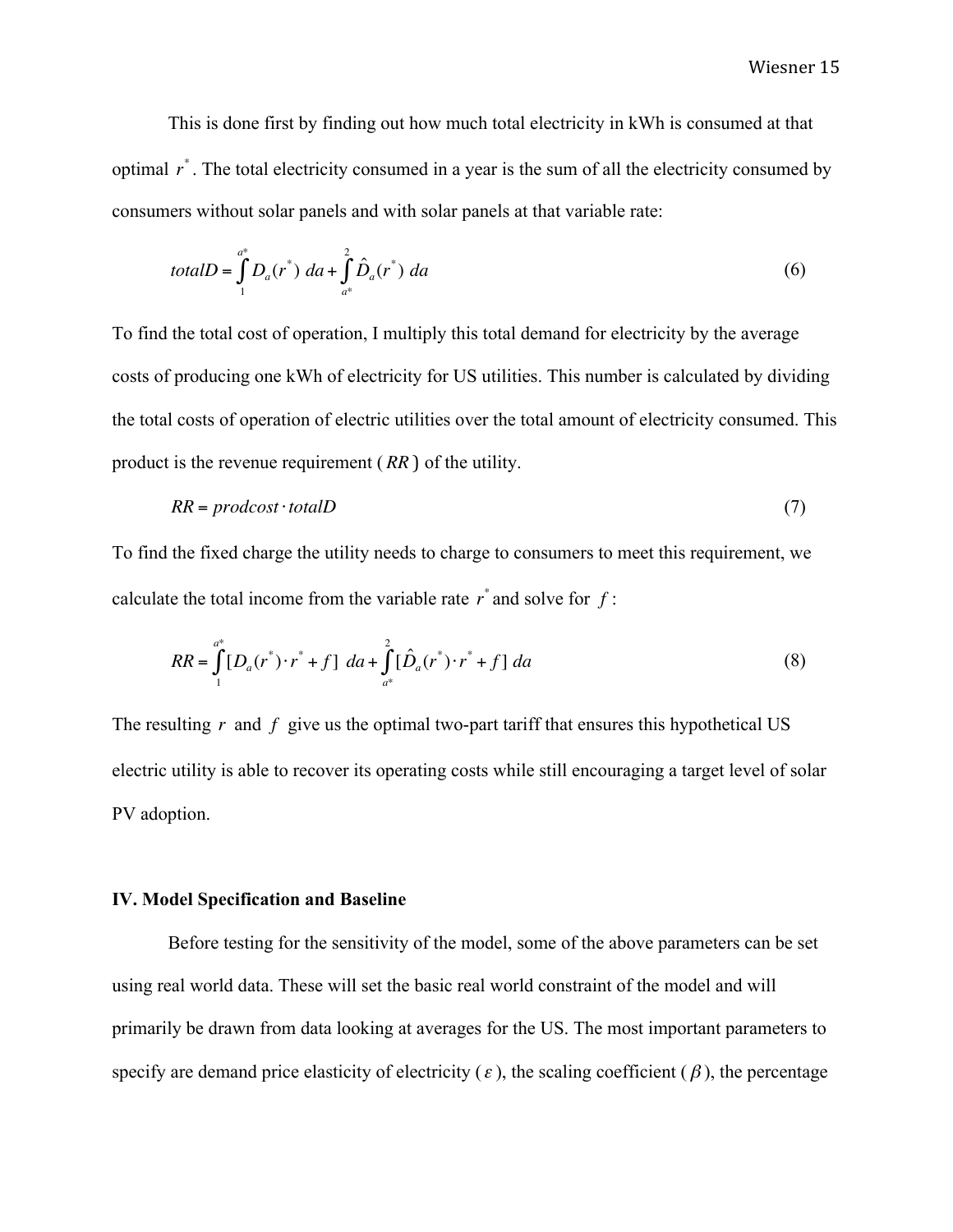This is done first by finding out how much total electricity in kWh is consumed at that optimal $r^*$. The total electricity consumed in a year is the sum of all the electricity consumed by consumers without solar panels and with solar panels at that variable rate:

$$totalD = \int_{1}^{a*} D_a(r^*)\ da + \int_{a*}^{2} \hat{D}_a(r^*)\ da \tag{6}$$

To find the total cost of operation, I multiply this total demand for electricity by the average costs of producing one kWh of electricity for US utilities. This number is calculated by dividing the total costs of operation of electric utilities over the total amount of electricity consumed. This product is the revenue requirement ($RR$) of the utility.

$$RR = prodcost \cdot totalD \tag{7}$$

To find the fixed charge the utility needs to charge to consumers to meet this requirement, we calculate the total income from the variable rate $r^*$ and solve for $f$:

$$RR = \int_{1}^{a*} [D_a(r^*) \cdot r^* + f]\ da + \int_{a*}^{2} [\hat{D}_a(r^*) \cdot r^* + f]\ da \tag{8}$$

The resulting $r$ and $f$ give us the optimal two-part tariff that ensures this hypothetical US electric utility is able to recover its operating costs while still encouraging a target level of solar PV adoption.

### IV. Model Specification and Baseline

Before testing for the sensitivity of the model, some of the above parameters can be set using real world data. These will set the basic real world constraint of the model and will primarily be drawn from data looking at averages for the US. The most important parameters to specify are demand price elasticity of electricity ($\varepsilon$), the scaling coefficient ($\beta$), the percentage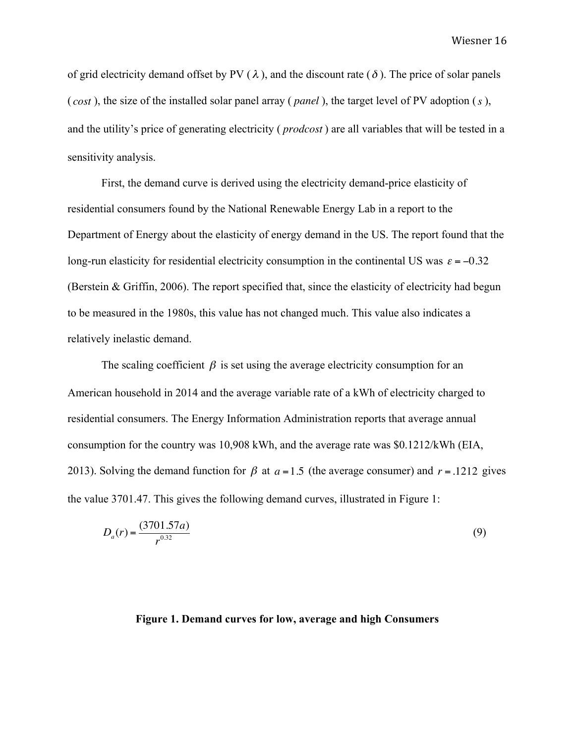of grid electricity demand offset by PV ( $\lambda$ ), and the discount rate ( $\delta$ ). The price of solar panels ( *cost* ), the size of the installed solar panel array ( *panel* ), the target level of PV adoption ( $s$ ), and the utility's price of generating electricity ( *prodcost* ) are all variables that will be tested in a sensitivity analysis.

First, the demand curve is derived using the electricity demand-price elasticity of residential consumers found by the National Renewable Energy Lab in a report to the Department of Energy about the elasticity of energy demand in the US. The report found that the long-run elasticity for residential electricity consumption in the continental US was $\varepsilon = -0.32$ (Berstein & Griffin, 2006). The report specified that, since the elasticity of electricity had begun to be measured in the 1980s, this value has not changed much. This value also indicates a relatively inelastic demand.

The scaling coefficient $\beta$ is set using the average electricity consumption for an American household in 2014 and the average variable rate of a kWh of electricity charged to residential consumers. The Energy Information Administration reports that average annual consumption for the country was 10,908 kWh, and the average rate was \$0.1212/kWh (EIA, 2013). Solving the demand function for $\beta$ at $a = 1.5$ (the average consumer) and $r = .1212$ gives the value 3701.47. This gives the following demand curves, illustrated in Figure 1:

$$D_a(r) = \frac{(3701.57a)}{r^{0.32}} \tag{9}$$

**Figure 1. Demand curves for low, average and high Consumers**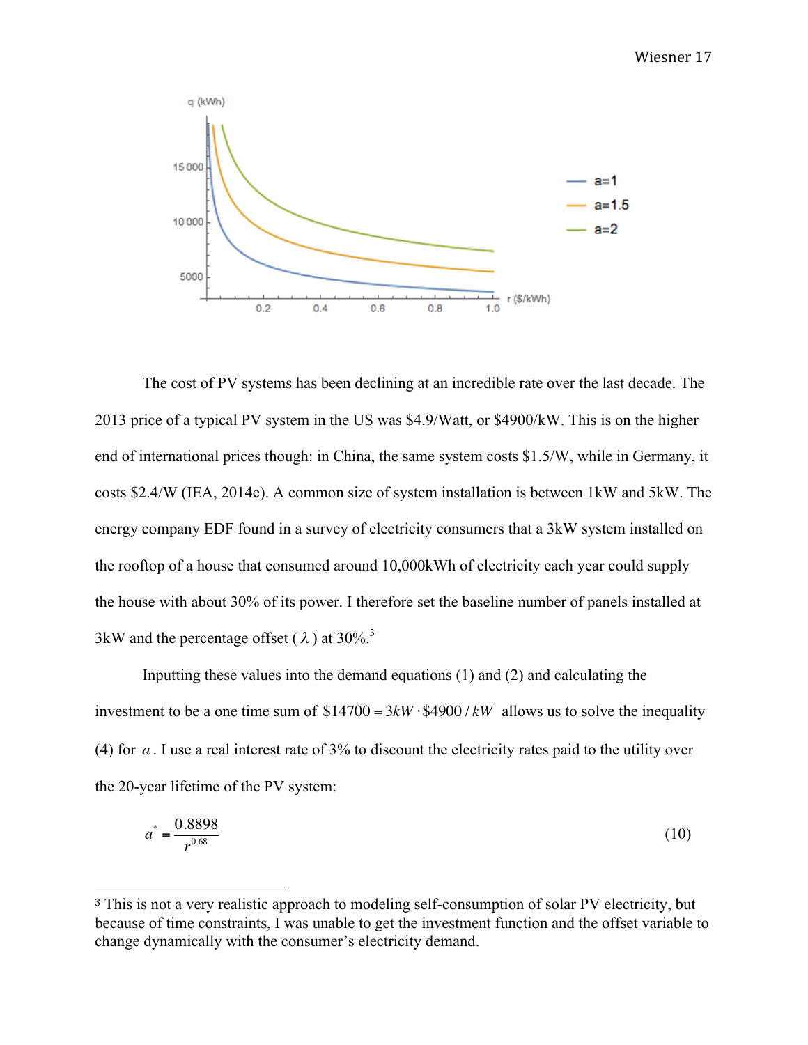The cost of PV systems has been declining at an incredible rate over the last decade. The 2013 price of a typical PV system in the US was \$4.9/Watt, or \$4900/kW. This is on the higher end of international prices though: in China, the same system costs \$1.5/W, while in Germany, it costs \$2.4/W (IEA, 2014e). A common size of system installation is between 1kW and 5kW. The energy company EDF found in a survey of electricity consumers that a 3kW system installed on the rooftop of a house that consumed around 10,000kWh of electricity each year could supply the house with about 30% of its power. I therefore set the baseline number of panels installed at 3kW and the percentage offset ( $\lambda$ ) at 30%.[3]

Inputting these values into the demand equations (1) and (2) and calculating the investment to be a one time sum of $\$14700 = 3kW \cdot \$4900 / kW$ allows us to solve the inequality (4) for $a$. I use a real interest rate of 3% to discount the electricity rates paid to the utility over the 20-year lifetime of the PV system:

$$a^* = \frac{0.8898}{r^{0.68}} \tag{10}$$

[3] This is not a very realistic approach to modeling self-consumption of solar PV electricity, but because of time constraints, I was unable to get the investment function and the offset variable to change dynamically with the consumer's electricity demand.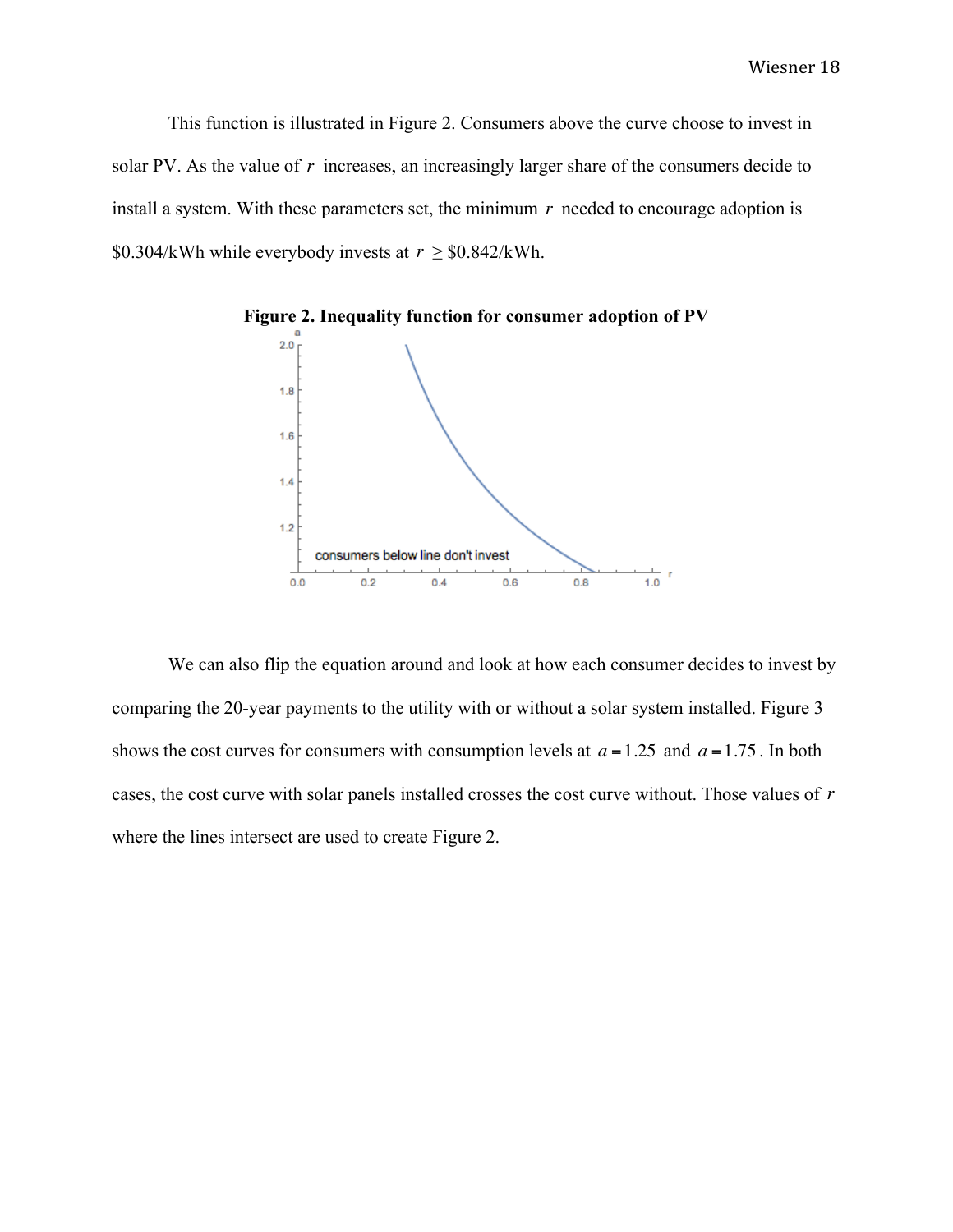This function is illustrated in Figure 2. Consumers above the curve choose to invest in solar PV. As the value of $r$ increases, an increasingly larger share of the consumers decide to install a system. With these parameters set, the minimum $r$ needed to encourage adoption is \$0.304/kWh while everybody invests at $r \geq \$0.842$/kWh.

**Figure 2. Inequality function for consumer adoption of PV**

We can also flip the equation around and look at how each consumer decides to invest by comparing the 20-year payments to the utility with or without a solar system installed. Figure 3 shows the cost curves for consumers with consumption levels at $a = 1.25$ and $a = 1.75$. In both cases, the cost curve with solar panels installed crosses the cost curve without. Those values of $r$ where the lines intersect are used to create Figure 2.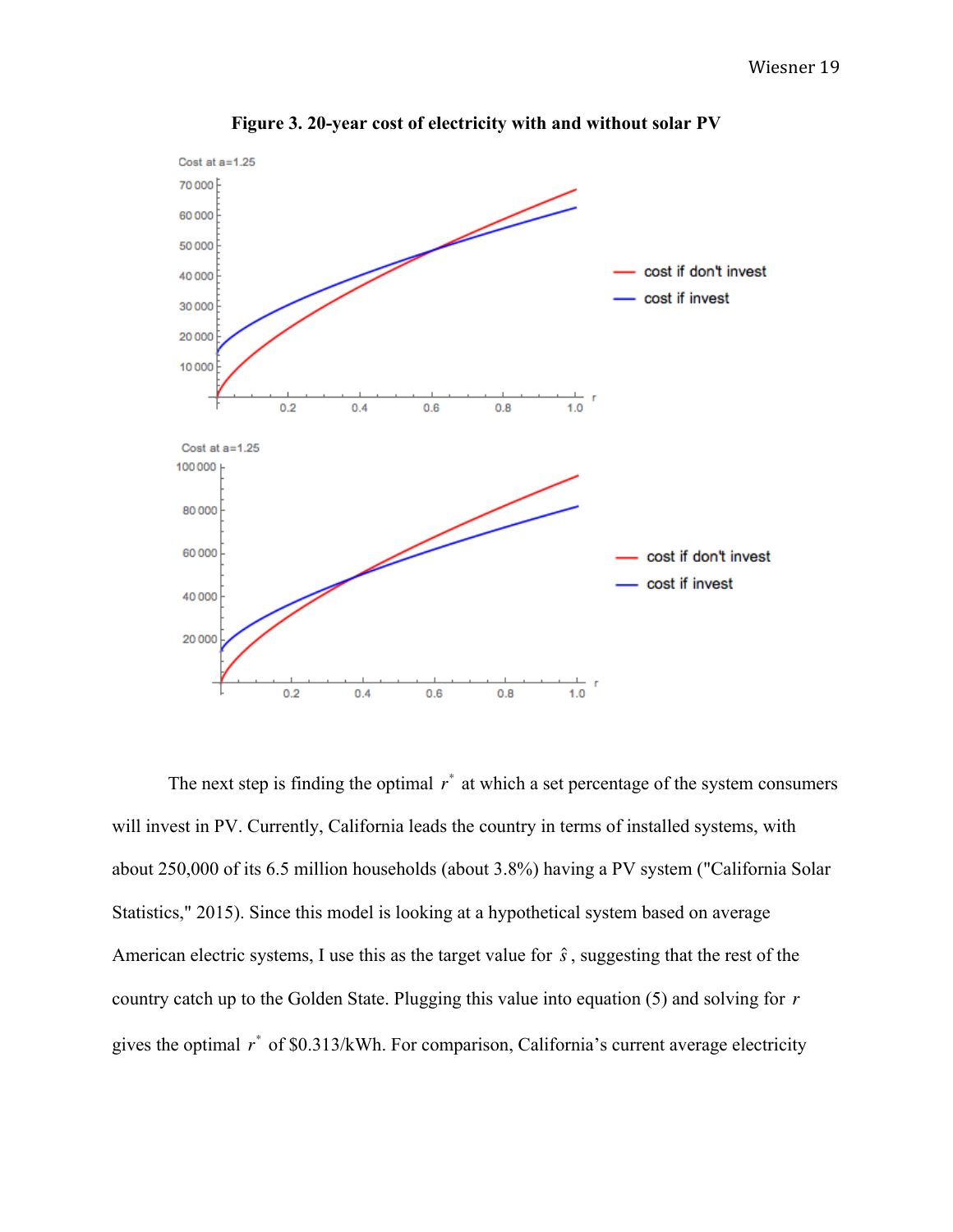**Figure 3. 20-year cost of electricity with and without solar PV**

The next step is finding the optimal $r^*$ at which a set percentage of the system consumers will invest in PV. Currently, California leads the country in terms of installed systems, with about 250,000 of its 6.5 million households (about 3.8%) having a PV system ("California Solar Statistics," 2015). Since this model is looking at a hypothetical system based on average American electric systems, I use this as the target value for $\hat{s}$, suggesting that the rest of the country catch up to the Golden State. Plugging this value into equation (5) and solving for $r$ gives the optimal $r^*$ of \$0.313/kWh. For comparison, California's current average electricity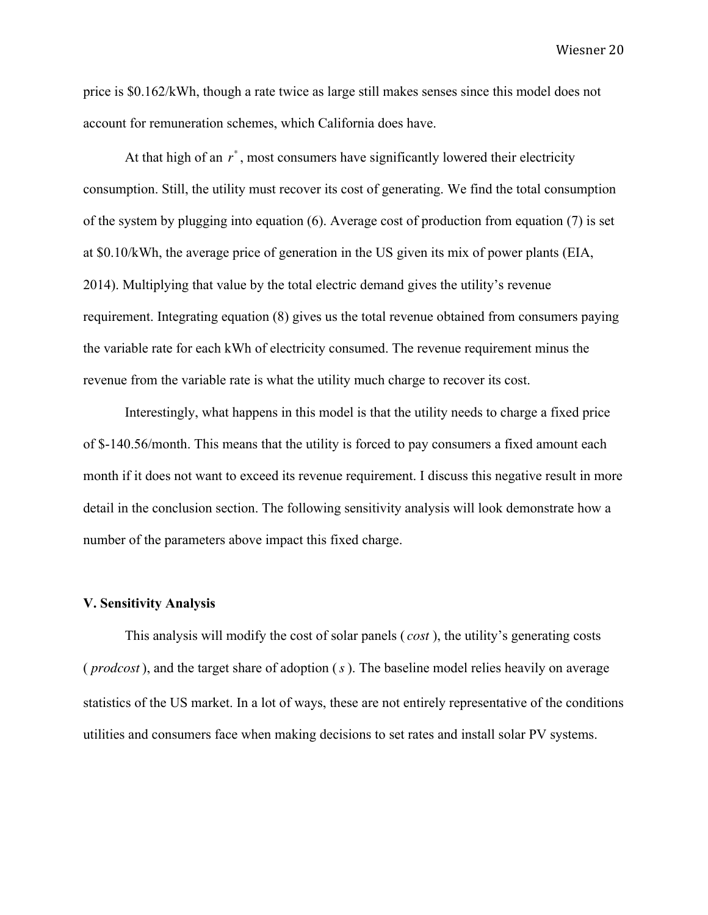price is \$0.162/kWh, though a rate twice as large still makes senses since this model does not account for remuneration schemes, which California does have.

At that high of an $r^*$, most consumers have significantly lowered their electricity consumption. Still, the utility must recover its cost of generating. We find the total consumption of the system by plugging into equation (6). Average cost of production from equation (7) is set at \$0.10/kWh, the average price of generation in the US given its mix of power plants (EIA, 2014). Multiplying that value by the total electric demand gives the utility's revenue requirement. Integrating equation (8) gives us the total revenue obtained from consumers paying the variable rate for each kWh of electricity consumed. The revenue requirement minus the revenue from the variable rate is what the utility much charge to recover its cost.

Interestingly, what happens in this model is that the utility needs to charge a fixed price of \$-140.56/month. This means that the utility is forced to pay consumers a fixed amount each month if it does not want to exceed its revenue requirement. I discuss this negative result in more detail in the conclusion section. The following sensitivity analysis will look demonstrate how a number of the parameters above impact this fixed charge.

### V. Sensitivity Analysis

This analysis will modify the cost of solar panels ( $cost$ ), the utility's generating costs ( $prodcost$ ), and the target share of adoption ( $s$ ). The baseline model relies heavily on average statistics of the US market. In a lot of ways, these are not entirely representative of the conditions utilities and consumers face when making decisions to set rates and install solar PV systems.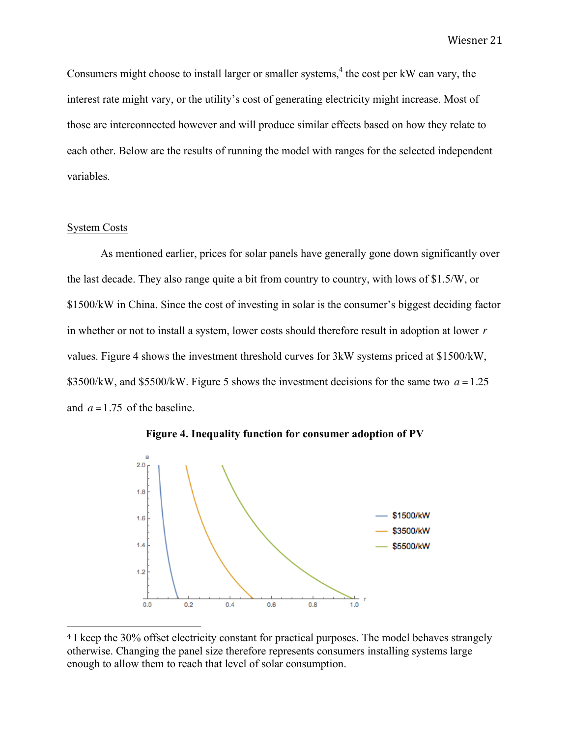Consumers might choose to install larger or smaller systems,[4] the cost per kW can vary, the interest rate might vary, or the utility's cost of generating electricity might increase. Most of those are interconnected however and will produce similar effects based on how they relate to each other. Below are the results of running the model with ranges for the selected independent variables.

System Costs

As mentioned earlier, prices for solar panels have generally gone down significantly over the last decade. They also range quite a bit from country to country, with lows of \$1.5/W, or \$1500/kW in China. Since the cost of investing in solar is the consumer's biggest deciding factor in whether or not to install a system, lower costs should therefore result in adoption at lower $r$ values. Figure 4 shows the investment threshold curves for 3kW systems priced at \$1500/kW, \$3500/kW, and \$5500/kW. Figure 5 shows the investment decisions for the same two $a = 1.25$ and $a = 1.75$ of the baseline.

**Figure 4. Inequality function for consumer adoption of PV**

[4] I keep the 30% offset electricity constant for practical purposes. The model behaves strangely otherwise. Changing the panel size therefore represents consumers installing systems large enough to allow them to reach that level of solar consumption.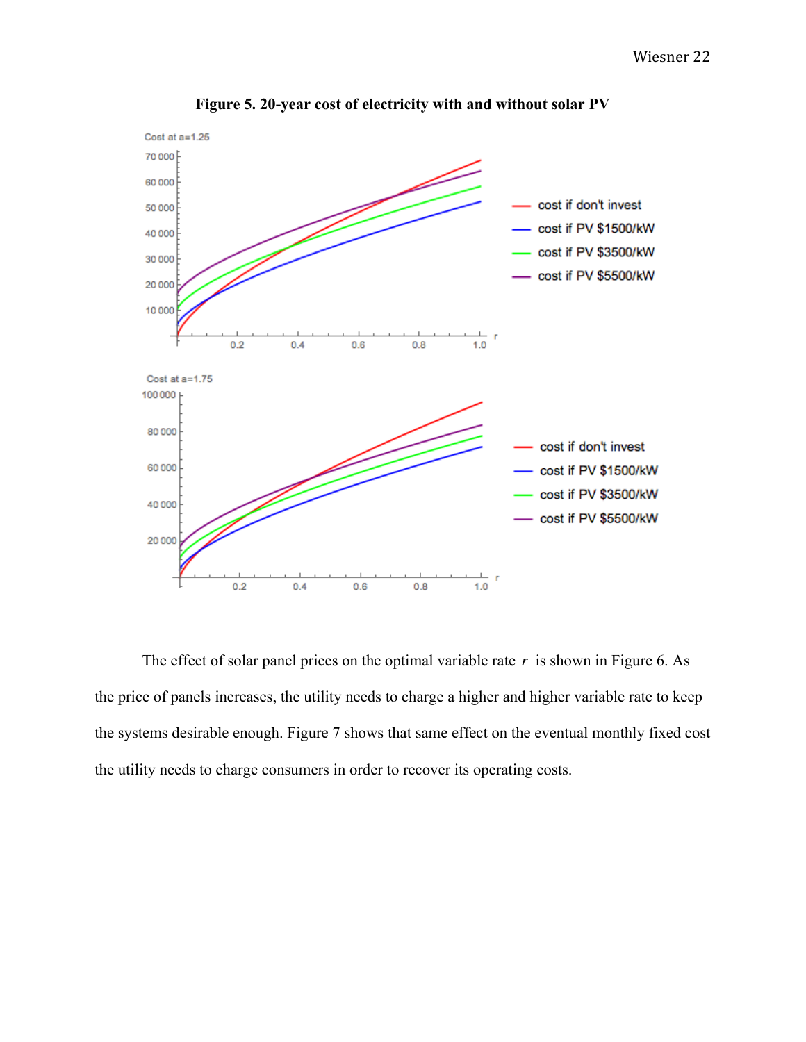**Figure 5. 20-year cost of electricity with and without solar PV**

The effect of solar panel prices on the optimal variable rate $r$ is shown in Figure 6. As the price of panels increases, the utility needs to charge a higher and higher variable rate to keep the systems desirable enough. Figure 7 shows that same effect on the eventual monthly fixed cost the utility needs to charge consumers in order to recover its operating costs.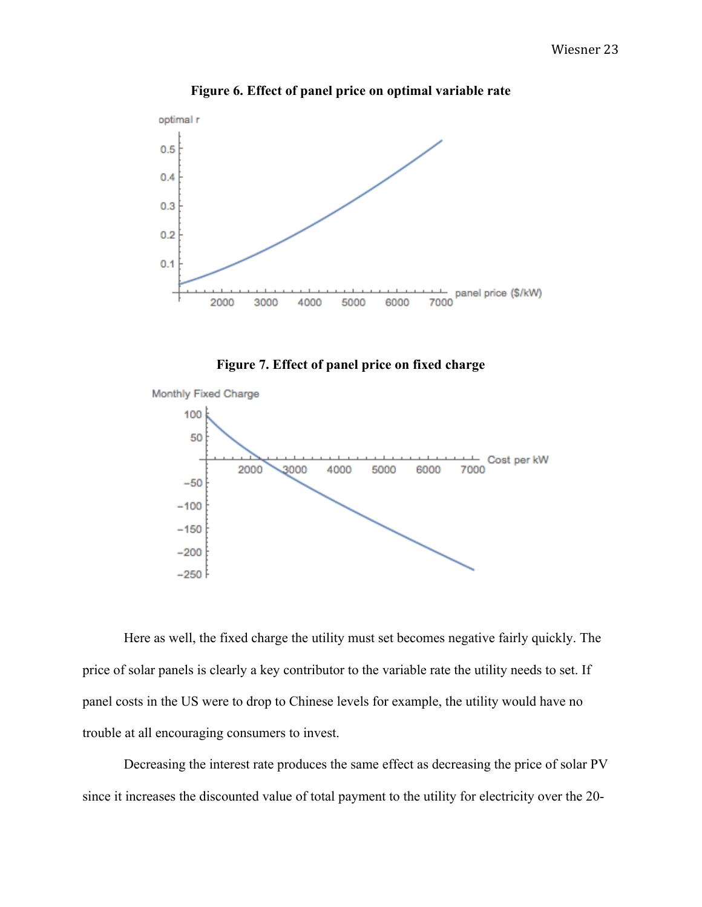**Figure 6. Effect of panel price on optimal variable rate**

**Figure 7. Effect of panel price on fixed charge**

Here as well, the fixed charge the utility must set becomes negative fairly quickly. The price of solar panels is clearly a key contributor to the variable rate the utility needs to set. If panel costs in the US were to drop to Chinese levels for example, the utility would have no trouble at all encouraging consumers to invest.

Decreasing the interest rate produces the same effect as decreasing the price of solar PV since it increases the discounted value of total payment to the utility for electricity over the 20-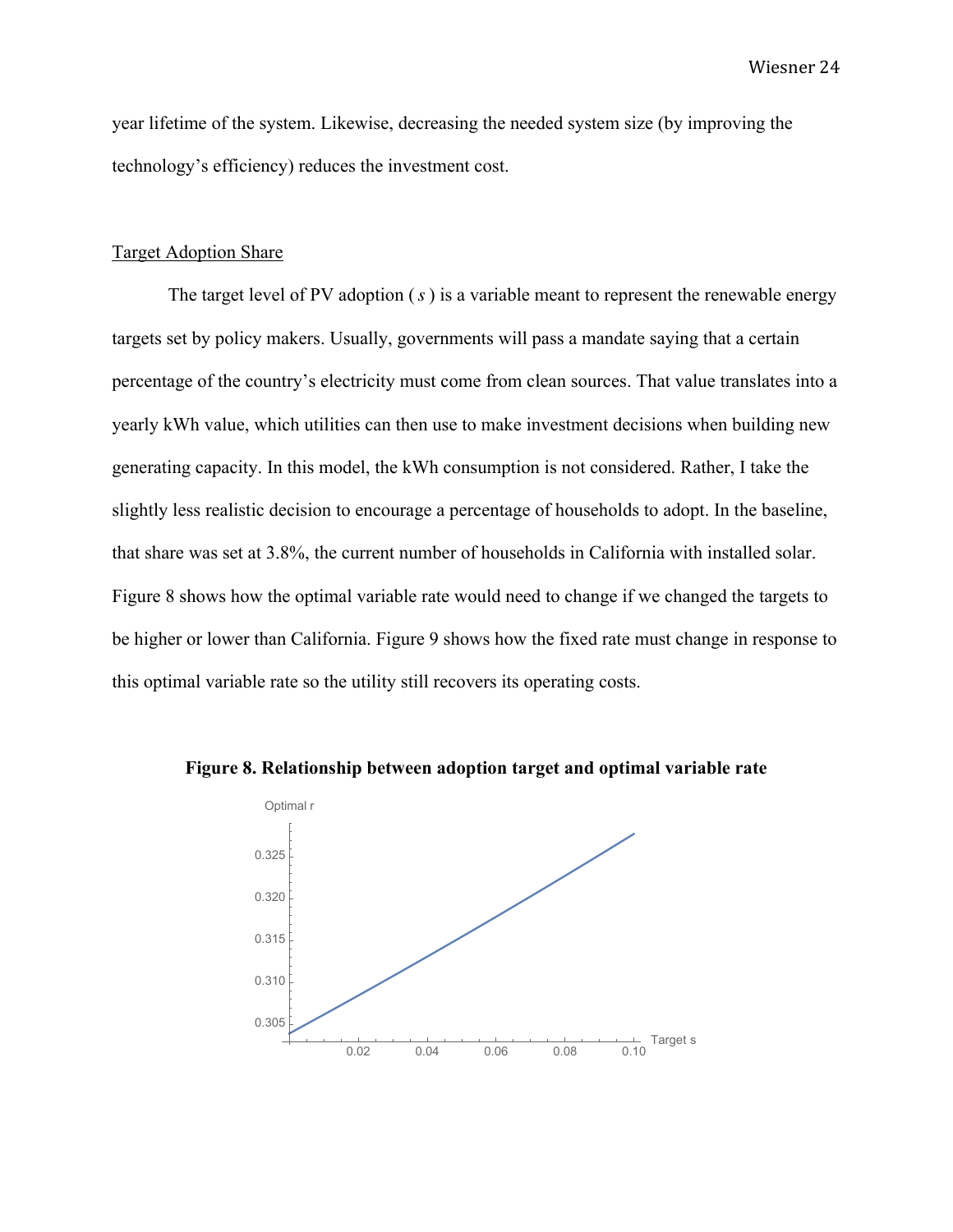year lifetime of the system. Likewise, decreasing the needed system size (by improving the technology's efficiency) reduces the investment cost.

Target Adoption Share

The target level of PV adoption ( $s$ ) is a variable meant to represent the renewable energy targets set by policy makers. Usually, governments will pass a mandate saying that a certain percentage of the country's electricity must come from clean sources. That value translates into a yearly kWh value, which utilities can then use to make investment decisions when building new generating capacity. In this model, the kWh consumption is not considered. Rather, I take the slightly less realistic decision to encourage a percentage of households to adopt. In the baseline, that share was set at 3.8%, the current number of households in California with installed solar. Figure 8 shows how the optimal variable rate would need to change if we changed the targets to be higher or lower than California. Figure 9 shows how the fixed rate must change in response to this optimal variable rate so the utility still recovers its operating costs.

**Figure 8. Relationship between adoption target and optimal variable rate**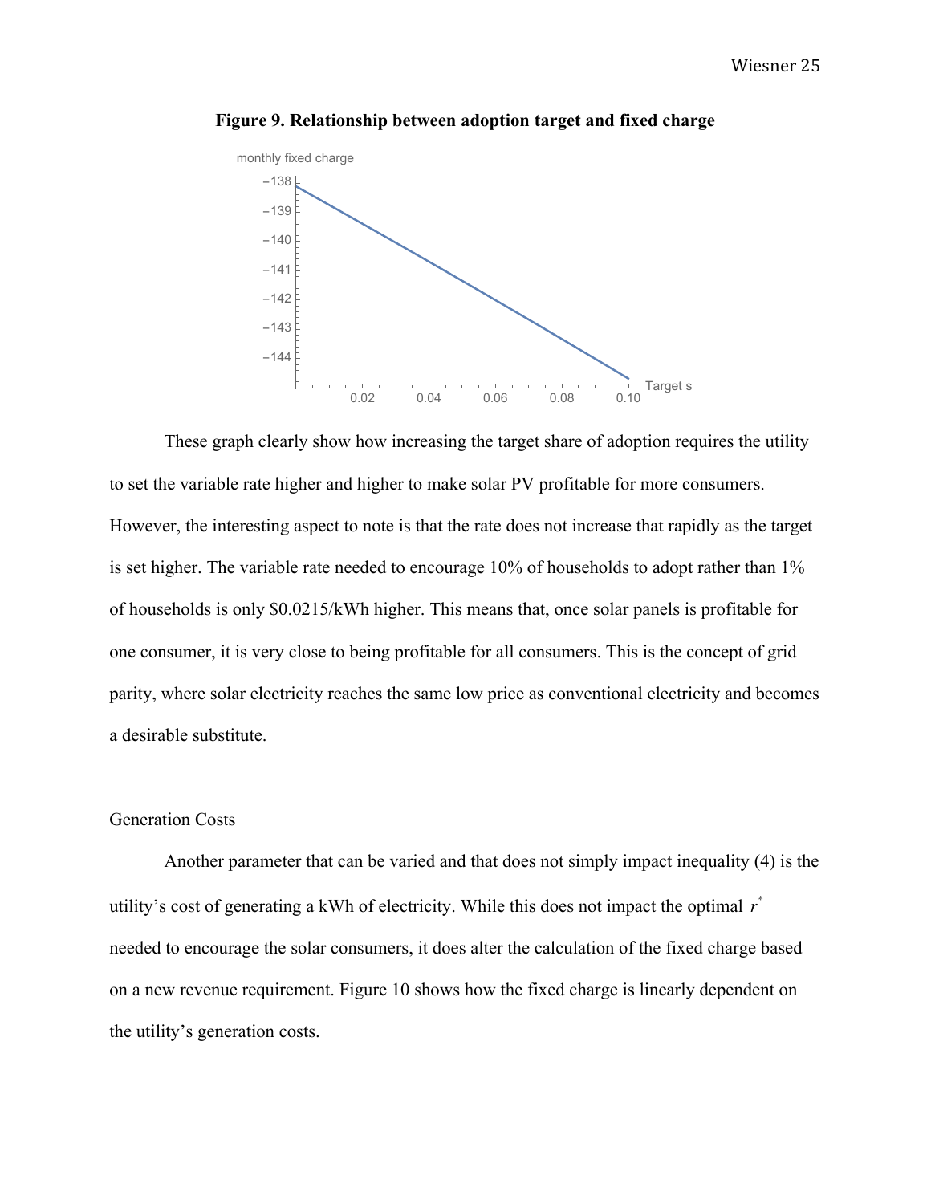**Figure 9. Relationship between adoption target and fixed charge**

These graph clearly show how increasing the target share of adoption requires the utility to set the variable rate higher and higher to make solar PV profitable for more consumers. However, the interesting aspect to note is that the rate does not increase that rapidly as the target is set higher. The variable rate needed to encourage 10% of households to adopt rather than 1% of households is only \$0.0215/kWh higher. This means that, once solar panels is profitable for one consumer, it is very close to being profitable for all consumers. This is the concept of grid parity, where solar electricity reaches the same low price as conventional electricity and becomes a desirable substitute.

## Generation Costs

Another parameter that can be varied and that does not simply impact inequality (4) is the utility's cost of generating a kWh of electricity. While this does not impact the optimal $r^*$ needed to encourage the solar consumers, it does alter the calculation of the fixed charge based on a new revenue requirement. Figure 10 shows how the fixed charge is linearly dependent on the utility's generation costs.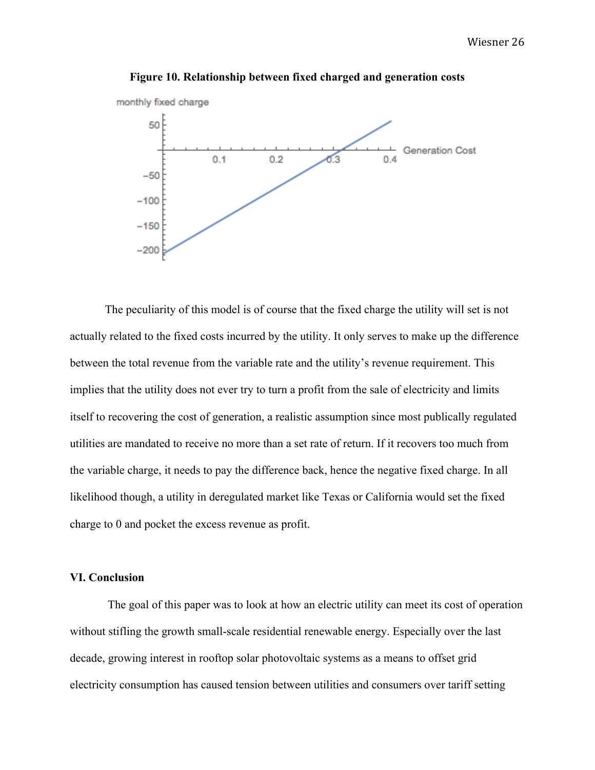**Figure 10. Relationship between fixed charged and generation costs**

The peculiarity of this model is of course that the fixed charge the utility will set is not actually related to the fixed costs incurred by the utility. It only serves to make up the difference between the total revenue from the variable rate and the utility's revenue requirement. This implies that the utility does not ever try to turn a profit from the sale of electricity and limits itself to recovering the cost of generation, a realistic assumption since most publically regulated utilities are mandated to receive no more than a set rate of return. If it recovers too much from the variable charge, it needs to pay the difference back, hence the negative fixed charge. In all likelihood though, a utility in deregulated market like Texas or California would set the fixed charge to 0 and pocket the excess revenue as profit.

## VI. Conclusion

The goal of this paper was to look at how an electric utility can meet its cost of operation without stifling the growth small-scale residential renewable energy. Especially over the last decade, growing interest in rooftop solar photovoltaic systems as a means to offset grid electricity consumption has caused tension between utilities and consumers over tariff setting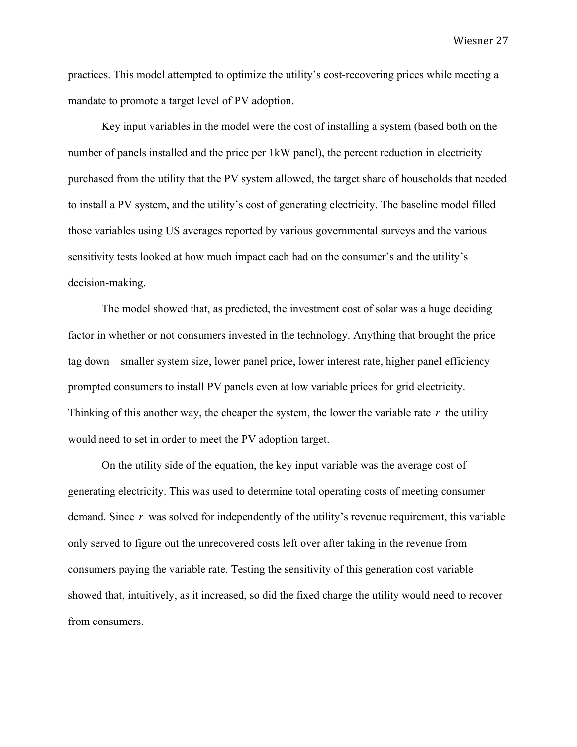practices. This model attempted to optimize the utility's cost-recovering prices while meeting a mandate to promote a target level of PV adoption.

Key input variables in the model were the cost of installing a system (based both on the number of panels installed and the price per 1kW panel), the percent reduction in electricity purchased from the utility that the PV system allowed, the target share of households that needed to install a PV system, and the utility's cost of generating electricity. The baseline model filled those variables using US averages reported by various governmental surveys and the various sensitivity tests looked at how much impact each had on the consumer's and the utility's decision-making.

The model showed that, as predicted, the investment cost of solar was a huge deciding factor in whether or not consumers invested in the technology. Anything that brought the price tag down – smaller system size, lower panel price, lower interest rate, higher panel efficiency – prompted consumers to install PV panels even at low variable prices for grid electricity. Thinking of this another way, the cheaper the system, the lower the variable rate $r$ the utility would need to set in order to meet the PV adoption target.

On the utility side of the equation, the key input variable was the average cost of generating electricity. This was used to determine total operating costs of meeting consumer demand. Since $r$ was solved for independently of the utility's revenue requirement, this variable only served to figure out the unrecovered costs left over after taking in the revenue from consumers paying the variable rate. Testing the sensitivity of this generation cost variable showed that, intuitively, as it increased, so did the fixed charge the utility would need to recover from consumers.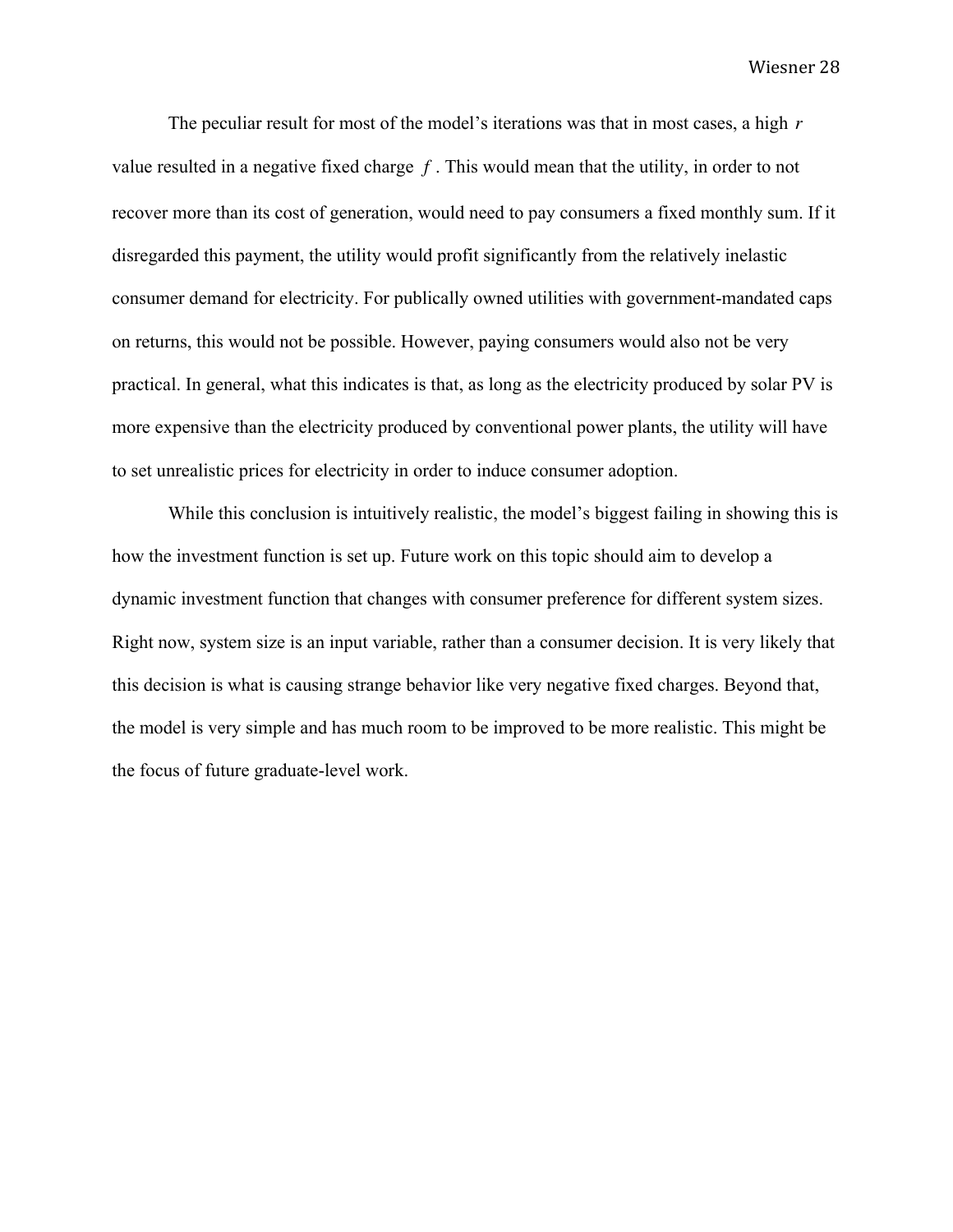The peculiar result for most of the model's iterations was that in most cases, a high $r$ value resulted in a negative fixed charge $f$. This would mean that the utility, in order to not recover more than its cost of generation, would need to pay consumers a fixed monthly sum. If it disregarded this payment, the utility would profit significantly from the relatively inelastic consumer demand for electricity. For publically owned utilities with government-mandated caps on returns, this would not be possible. However, paying consumers would also not be very practical. In general, what this indicates is that, as long as the electricity produced by solar PV is more expensive than the electricity produced by conventional power plants, the utility will have to set unrealistic prices for electricity in order to induce consumer adoption.

While this conclusion is intuitively realistic, the model's biggest failing in showing this is how the investment function is set up. Future work on this topic should aim to develop a dynamic investment function that changes with consumer preference for different system sizes. Right now, system size is an input variable, rather than a consumer decision. It is very likely that this decision is what is causing strange behavior like very negative fixed charges. Beyond that, the model is very simple and has much room to be improved to be more realistic. This might be the focus of future graduate-level work.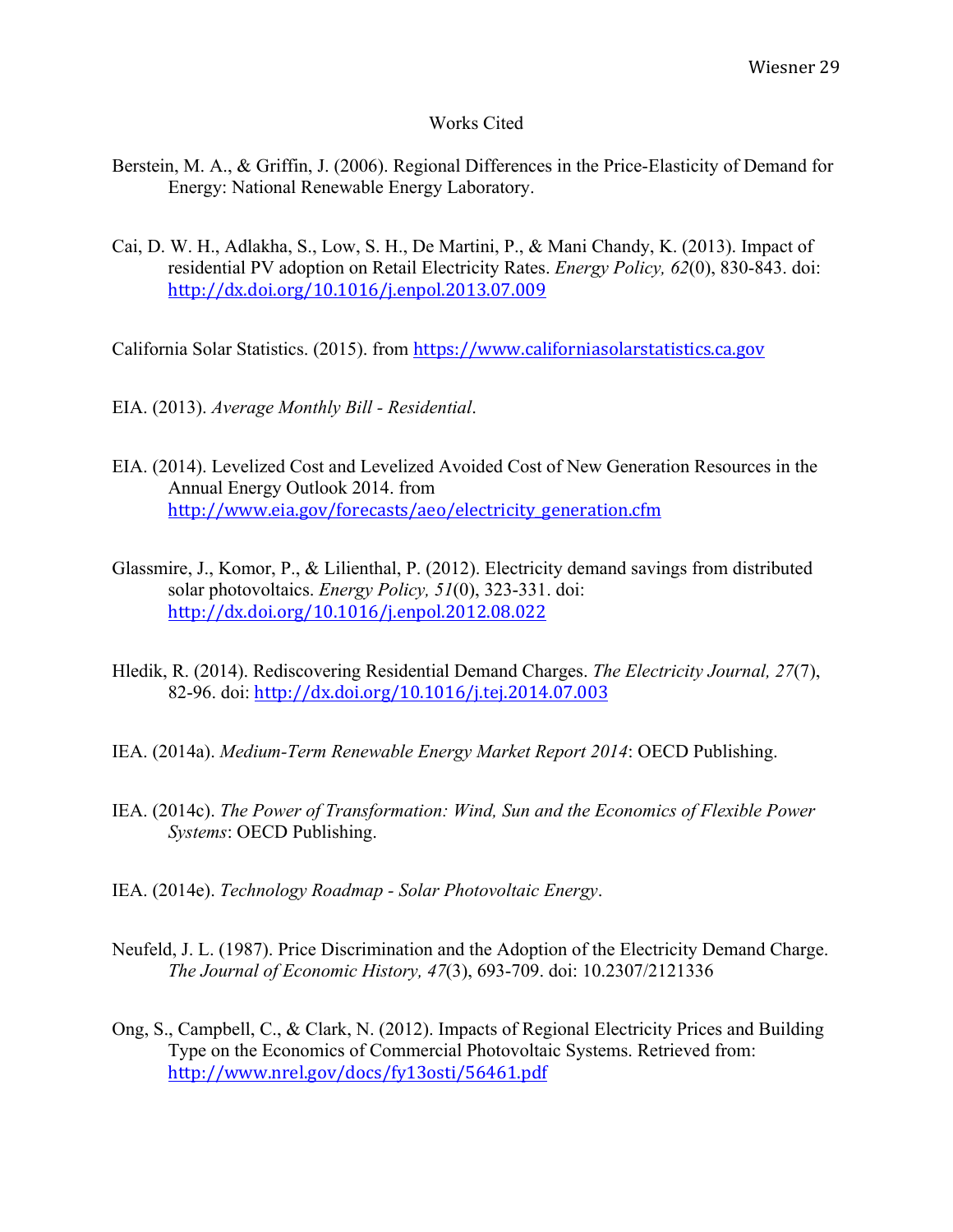# Works Cited

Berstein, M. A., & Griffin, J. (2006). Regional Differences in the Price-Elasticity of Demand for Energy: National Renewable Energy Laboratory.

Cai, D. W. H., Adlakha, S., Low, S. H., De Martini, P., & Mani Chandy, K. (2013). Impact of residential PV adoption on Retail Electricity Rates. *Energy Policy, 62*(0), 830-843. doi: http://dx.doi.org/10.1016/j.enpol.2013.07.009

California Solar Statistics. (2015). from https://www.californiasolarstatistics.ca.gov

EIA. (2013). *Average Monthly Bill - Residential*.

EIA. (2014). Levelized Cost and Levelized Avoided Cost of New Generation Resources in the Annual Energy Outlook 2014. from http://www.eia.gov/forecasts/aeo/electricity_generation.cfm

Glassmire, J., Komor, P., & Lilienthal, P. (2012). Electricity demand savings from distributed solar photovoltaics. *Energy Policy, 51*(0), 323-331. doi: http://dx.doi.org/10.1016/j.enpol.2012.08.022

Hledik, R. (2014). Rediscovering Residential Demand Charges. *The Electricity Journal, 27*(7), 82-96. doi: http://dx.doi.org/10.1016/j.tej.2014.07.003

IEA. (2014a). *Medium-Term Renewable Energy Market Report 2014*: OECD Publishing.

IEA. (2014c). *The Power of Transformation: Wind, Sun and the Economics of Flexible Power Systems*: OECD Publishing.

IEA. (2014e). *Technology Roadmap - Solar Photovoltaic Energy*.

Neufeld, J. L. (1987). Price Discrimination and the Adoption of the Electricity Demand Charge. *The Journal of Economic History, 47*(3), 693-709. doi: 10.2307/2121336

Ong, S., Campbell, C., & Clark, N. (2012). Impacts of Regional Electricity Prices and Building Type on the Economics of Commercial Photovoltaic Systems. Retrieved from: http://www.nrel.gov/docs/fy13osti/56461.pdf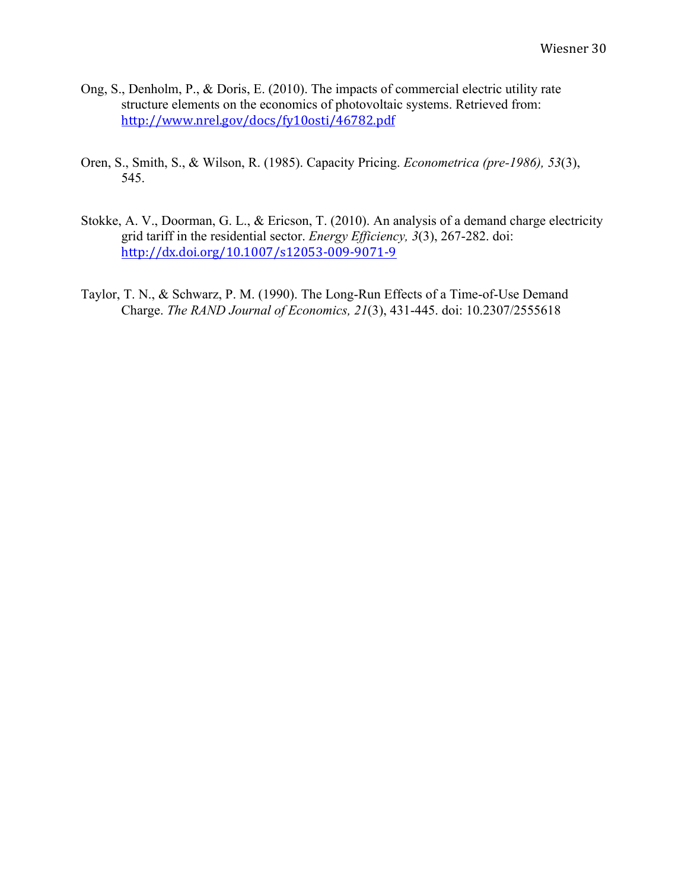Ong, S., Denholm, P., & Doris, E. (2010). The impacts of commercial electric utility rate structure elements on the economics of photovoltaic systems. Retrieved from: http://www.nrel.gov/docs/fy10osti/46782.pdf

Oren, S., Smith, S., & Wilson, R. (1985). Capacity Pricing. *Econometrica (pre-1986), 53*(3), 545.

Stokke, A. V., Doorman, G. L., & Ericson, T. (2010). An analysis of a demand charge electricity grid tariff in the residential sector. *Energy Efficiency, 3*(3), 267-282. doi: http://dx.doi.org/10.1007/s12053-009-9071-9

Taylor, T. N., & Schwarz, P. M. (1990). The Long-Run Effects of a Time-of-Use Demand Charge. *The RAND Journal of Economics, 21*(3), 431-445. doi: 10.2307/2555618